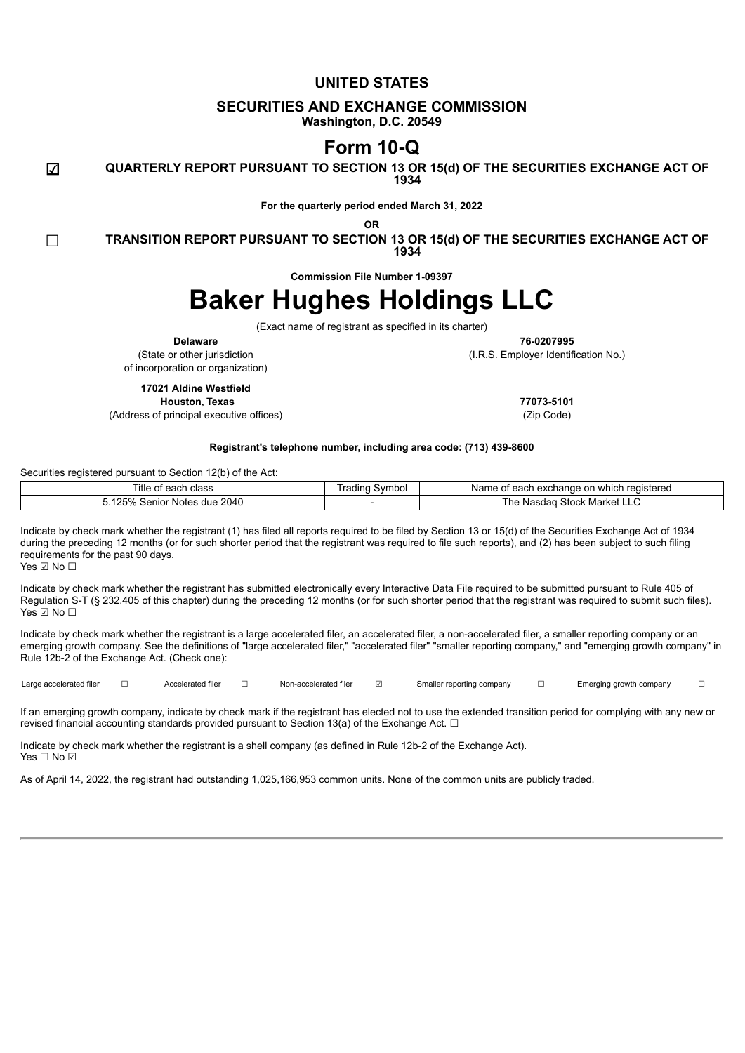**UNITED STATES**

**SECURITIES AND EXCHANGE COMMISSION**

**Washington, D.C. 20549**

# Form 10-Q

☑ **QUARTERLY REPORT PURSUANT TO SECTION 13 OR 15(d) OF THE SECURITIES EXCHANGE ACT OF 1934**

**For the quarterly period ended March 31, 2022**

**OR**

☐ **TRANSITION REPORT PURSUANT TO SECTION 13 OR 15(d) OF THE SECURITIES EXCHANGE ACT OF 1934**

**Commission File Number 1-09397**

# Baker Hughes Holdings LLC

(Exact name of registrant as specified in its charter)

| | |
|---|---|
| **Delaware** | **76-0207995** |
| (State or other jurisdiction of incorporation or organization) | (I.R.S. Employer Identification No.) |
| **17021 Aldine Westfield** | |
| **Houston, Texas** | **77073-5101** |
| (Address of principal executive offices) | (Zip Code) |

**Registrant's telephone number, including area code: (713) 439-8600**

Securities registered pursuant to Section 12(b) of the Act:

| Title of each class | Trading Symbol | Name of each exchange on which registered |
|---|---|---|
| 5.125% Senior Notes due 2040 | - | The Nasdaq Stock Market LLC |

Indicate by check mark whether the registrant (1) has filed all reports required to be filed by Section 13 or 15(d) of the Securities Exchange Act of 1934 during the preceding 12 months (or for such shorter period that the registrant was required to file such reports), and (2) has been subject to such filing requirements for the past 90 days.
Yes ☑ No ☐

Indicate by check mark whether the registrant has submitted electronically every Interactive Data File required to be submitted pursuant to Rule 405 of Regulation S-T (§ 232.405 of this chapter) during the preceding 12 months (or for such shorter period that the registrant was required to submit such files).
Yes ☑ No ☐

Indicate by check mark whether the registrant is a large accelerated filer, an accelerated filer, a non-accelerated filer, a smaller reporting company or an emerging growth company. See the definitions of "large accelerated filer," "accelerated filer" "smaller reporting company," and "emerging growth company" in Rule 12b-2 of the Exchange Act. (Check one):

| Large accelerated filer | ☐ | Accelerated filer | ☐ | Non-accelerated filer | ☑ | Smaller reporting company | ☐ | Emerging growth company | ☐ |
|---|---|---|---|---|---|---|---|---|---|

If an emerging growth company, indicate by check mark if the registrant has elected not to use the extended transition period for complying with any new or revised financial accounting standards provided pursuant to Section 13(a) of the Exchange Act. ☐

Indicate by check mark whether the registrant is a shell company (as defined in Rule 12b-2 of the Exchange Act).
Yes ☐ No ☑

As of April 14, 2022, the registrant had outstanding 1,025,166,953 common units. None of the common units are publicly traded.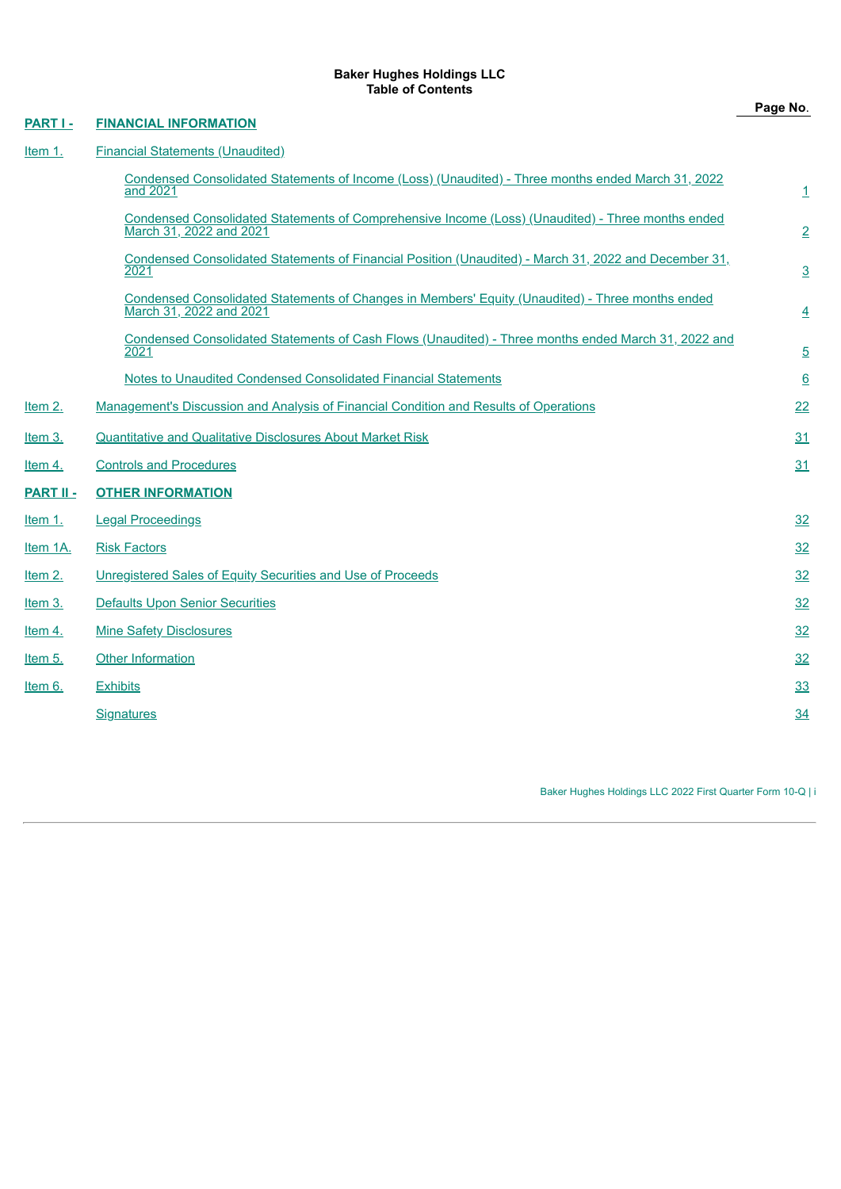**Baker Hughes Holdings LLC**
**Table of Contents**

| | | Page No. |
|---|---|---|
| **PART I -** | **FINANCIAL INFORMATION** | |
| Item 1. | Financial Statements (Unaudited) | |
| | Condensed Consolidated Statements of Income (Loss) (Unaudited) - Three months ended March 31, 2022 and 2021 | 1 |
| | Condensed Consolidated Statements of Comprehensive Income (Loss) (Unaudited) - Three months ended March 31, 2022 and 2021 | 2 |
| | Condensed Consolidated Statements of Financial Position (Unaudited) - March 31, 2022 and December 31, 2021 | 3 |
| | Condensed Consolidated Statements of Changes in Members' Equity (Unaudited) - Three months ended March 31, 2022 and 2021 | 4 |
| | Condensed Consolidated Statements of Cash Flows (Unaudited) - Three months ended March 31, 2022 and 2021 | 5 |
| | Notes to Unaudited Condensed Consolidated Financial Statements | 6 |
| Item 2. | Management's Discussion and Analysis of Financial Condition and Results of Operations | 22 |
| Item 3. | Quantitative and Qualitative Disclosures About Market Risk | 31 |
| Item 4. | Controls and Procedures | 31 |
| **PART II -** | **OTHER INFORMATION** | |
| Item 1. | Legal Proceedings | 32 |
| Item 1A. | Risk Factors | 32 |
| Item 2. | Unregistered Sales of Equity Securities and Use of Proceeds | 32 |
| Item 3. | Defaults Upon Senior Securities | 32 |
| Item 4. | Mine Safety Disclosures | 32 |
| Item 5. | Other Information | 32 |
| Item 6. | Exhibits | 33 |
| | Signatures | 34 |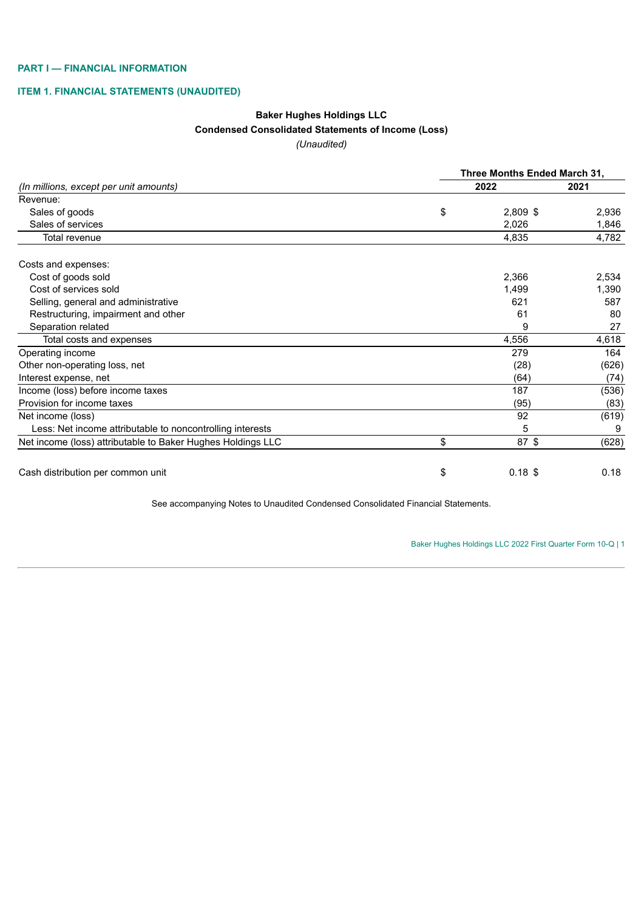**PART I — FINANCIAL INFORMATION**

**ITEM 1. FINANCIAL STATEMENTS (UNAUDITED)**

**Baker Hughes Holdings LLC**

**Condensed Consolidated Statements of Income (Loss)**

*(Unaudited)*

| | Three Months Ended March 31, | |
|---|---|---|
| *(In millions, except per unit amounts)* | **2022** | **2021** |
| Revenue: | | |
| Sales of goods | $ 2,809 | $ 2,936 |
| Sales of services | 2,026 | 1,846 |
| Total revenue | 4,835 | 4,782 |
| | | |
| Costs and expenses: | | |
| Cost of goods sold | 2,366 | 2,534 |
| Cost of services sold | 1,499 | 1,390 |
| Selling, general and administrative | 621 | 587 |
| Restructuring, impairment and other | 61 | 80 |
| Separation related | 9 | 27 |
| Total costs and expenses | 4,556 | 4,618 |
| Operating income | 279 | 164 |
| Other non-operating loss, net | (28) | (626) |
| Interest expense, net | (64) | (74) |
| Income (loss) before income taxes | 187 | (536) |
| Provision for income taxes | (95) | (83) |
| Net income (loss) | 92 | (619) |
| Less: Net income attributable to noncontrolling interests | 5 | 9 |
| Net income (loss) attributable to Baker Hughes Holdings LLC | $ 87 | $ (628) |
| | | |
| Cash distribution per common unit | $ 0.18 | $ 0.18 |

See accompanying Notes to Unaudited Condensed Consolidated Financial Statements.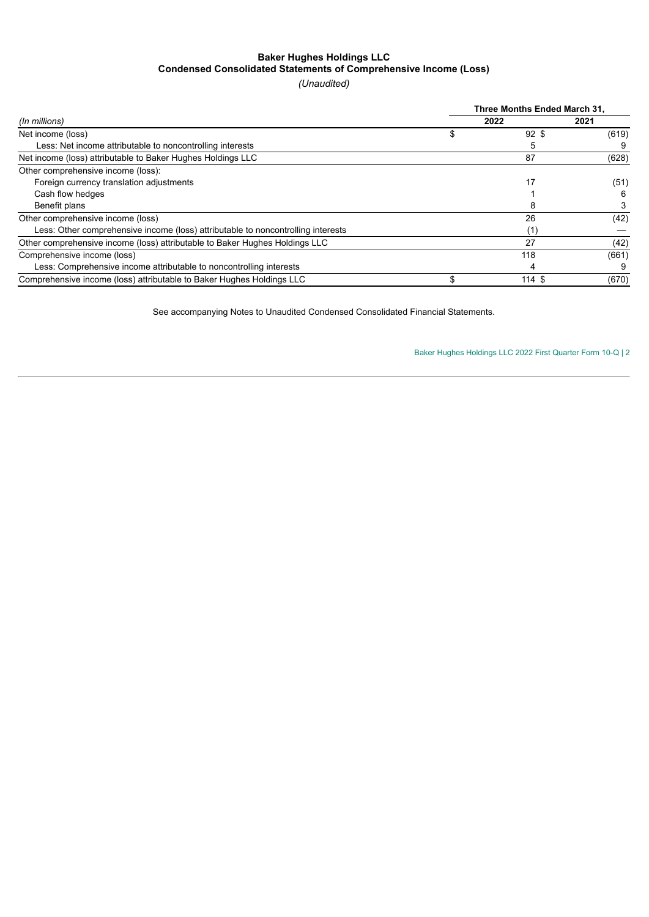**Baker Hughes Holdings LLC**
**Condensed Consolidated Statements of Comprehensive Income (Loss)**
*(Unaudited)*

| *(In millions)* | Three Months Ended March 31, 2022 | 2021 |
|---|---|---|
| Net income (loss) | $ 92 | $ (619) |
| Less: Net income attributable to noncontrolling interests | 5 | 9 |
| Net income (loss) attributable to Baker Hughes Holdings LLC | 87 | (628) |
| Other comprehensive income (loss): | | |
| Foreign currency translation adjustments | 17 | (51) |
| Cash flow hedges | 1 | 6 |
| Benefit plans | 8 | 3 |
| Other comprehensive income (loss) | 26 | (42) |
| Less: Other comprehensive income (loss) attributable to noncontrolling interests | (1) | — |
| Other comprehensive income (loss) attributable to Baker Hughes Holdings LLC | 27 | (42) |
| Comprehensive income (loss) | 118 | (661) |
| Less: Comprehensive income attributable to noncontrolling interests | 4 | 9 |
| Comprehensive income (loss) attributable to Baker Hughes Holdings LLC | $ 114 | $ (670) |

See accompanying Notes to Unaudited Condensed Consolidated Financial Statements.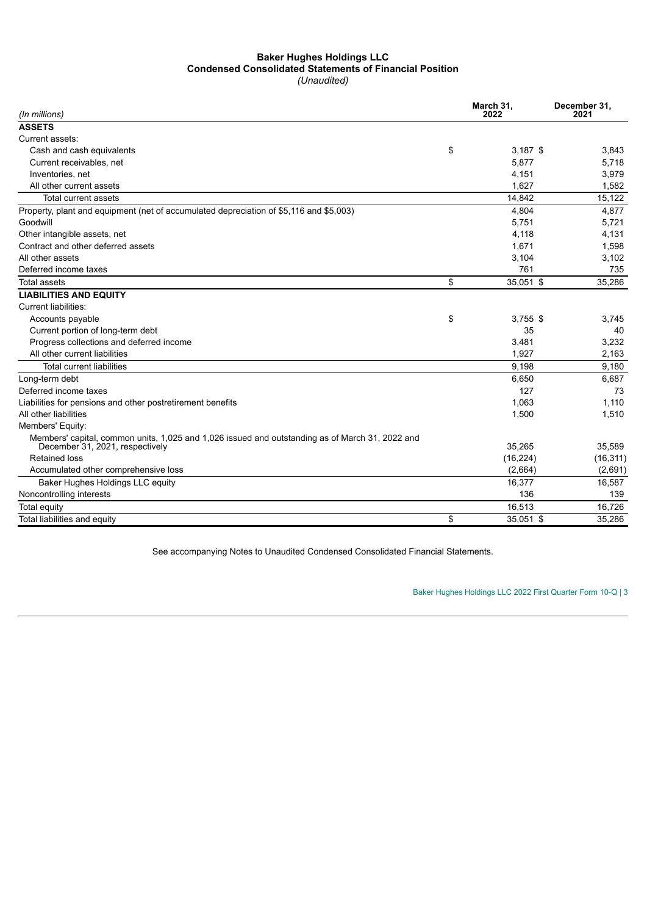**Baker Hughes Holdings LLC**
**Condensed Consolidated Statements of Financial Position**
*(Unaudited)*

| *(In millions)* | March 31, 2022 | December 31, 2021 |
|---|---|---|
| **ASSETS** | | |
| Current assets: | | |
| Cash and cash equivalents | $ 3,187 | $ 3,843 |
| Current receivables, net | 5,877 | 5,718 |
| Inventories, net | 4,151 | 3,979 |
| All other current assets | 1,627 | 1,582 |
| Total current assets | 14,842 | 15,122 |
| Property, plant and equipment (net of accumulated depreciation of $5,116 and $5,003) | 4,804 | 4,877 |
| Goodwill | 5,751 | 5,721 |
| Other intangible assets, net | 4,118 | 4,131 |
| Contract and other deferred assets | 1,671 | 1,598 |
| All other assets | 3,104 | 3,102 |
| Deferred income taxes | 761 | 735 |
| Total assets | $ 35,051 | $ 35,286 |
| **LIABILITIES AND EQUITY** | | |
| Current liabilities: | | |
| Accounts payable | $ 3,755 | $ 3,745 |
| Current portion of long-term debt | 35 | 40 |
| Progress collections and deferred income | 3,481 | 3,232 |
| All other current liabilities | 1,927 | 2,163 |
| Total current liabilities | 9,198 | 9,180 |
| Long-term debt | 6,650 | 6,687 |
| Deferred income taxes | 127 | 73 |
| Liabilities for pensions and other postretirement benefits | 1,063 | 1,110 |
| All other liabilities | 1,500 | 1,510 |
| Members' Equity: | | |
| Members' capital, common units, 1,025 and 1,026 issued and outstanding as of March 31, 2022 and December 31, 2021, respectively | 35,265 | 35,589 |
| Retained loss | (16,224) | (16,311) |
| Accumulated other comprehensive loss | (2,664) | (2,691) |
| Baker Hughes Holdings LLC equity | 16,377 | 16,587 |
| Noncontrolling interests | 136 | 139 |
| Total equity | 16,513 | 16,726 |
| Total liabilities and equity | $ 35,051 | $ 35,286 |

See accompanying Notes to Unaudited Condensed Consolidated Financial Statements.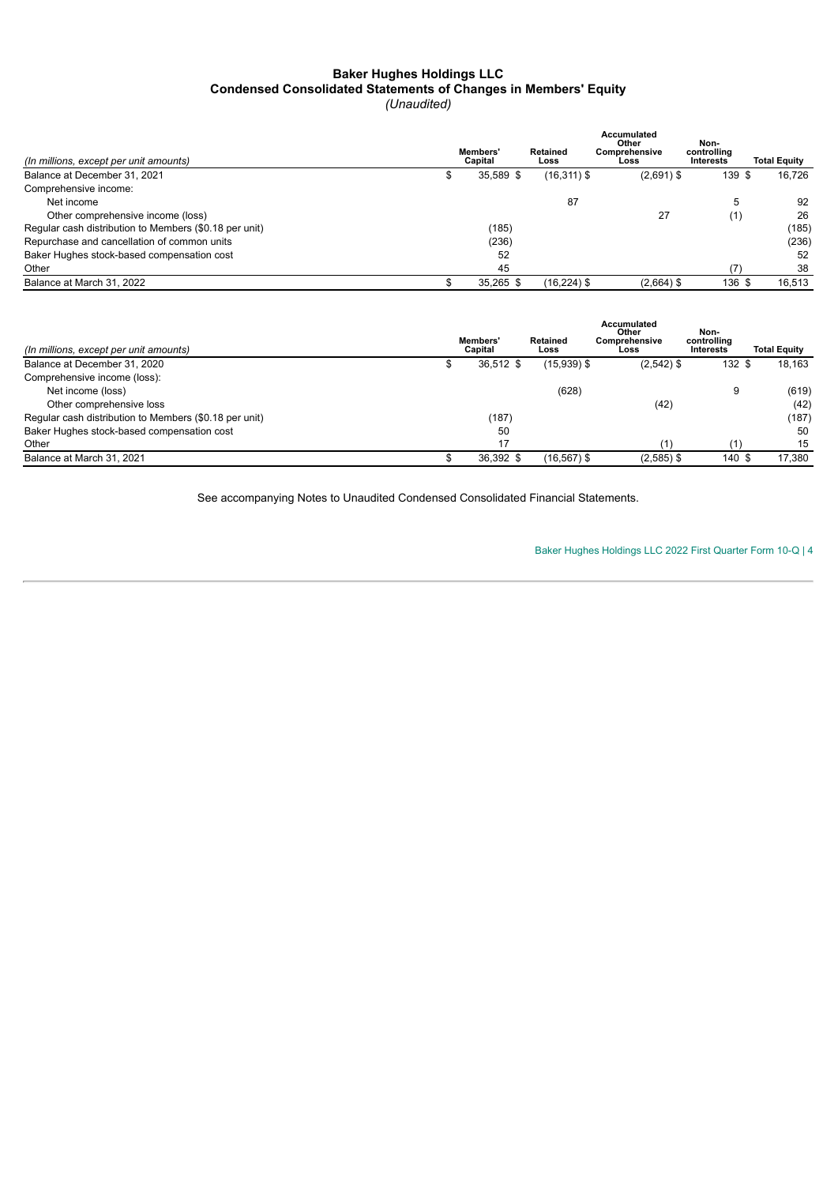# Baker Hughes Holdings LLC
## Condensed Consolidated Statements of Changes in Members' Equity
*(Unaudited)*

| *(In millions, except per unit amounts)* | Members' Capital | Retained Loss | Accumulated Other Comprehensive Loss | Non-controlling Interests | Total Equity |
|---|---|---|---|---|---|
| Balance at December 31, 2021 | $ 35,589 | $ (16,311) | $ (2,691) | $ 139 | $ 16,726 |
| Comprehensive income: | | | | | |
| Net income | | 87 | | 5 | 92 |
| Other comprehensive income (loss) | | | 27 | (1) | 26 |
| Regular cash distribution to Members ($0.18 per unit) | (185) | | | | (185) |
| Repurchase and cancellation of common units | (236) | | | | (236) |
| Baker Hughes stock-based compensation cost | 52 | | | | 52 |
| Other | 45 | | | (7) | 38 |
| Balance at March 31, 2022 | $ 35,265 | $ (16,224) | $ (2,664) | $ 136 | $ 16,513 |

| *(In millions, except per unit amounts)* | Members' Capital | Retained Loss | Accumulated Other Comprehensive Loss | Non-controlling Interests | Total Equity |
|---|---|---|---|---|---|
| Balance at December 31, 2020 | $ 36,512 | $ (15,939) | $ (2,542) | $ 132 | $ 18,163 |
| Comprehensive income (loss): | | | | | |
| Net income (loss) | | (628) | | 9 | (619) |
| Other comprehensive loss | | | (42) | | (42) |
| Regular cash distribution to Members ($0.18 per unit) | (187) | | | | (187) |
| Baker Hughes stock-based compensation cost | 50 | | | | 50 |
| Other | 17 | | (1) | (1) | 15 |
| Balance at March 31, 2021 | $ 36,392 | $ (16,567) | $ (2,585) | $ 140 | $ 17,380 |

See accompanying Notes to Unaudited Condensed Consolidated Financial Statements.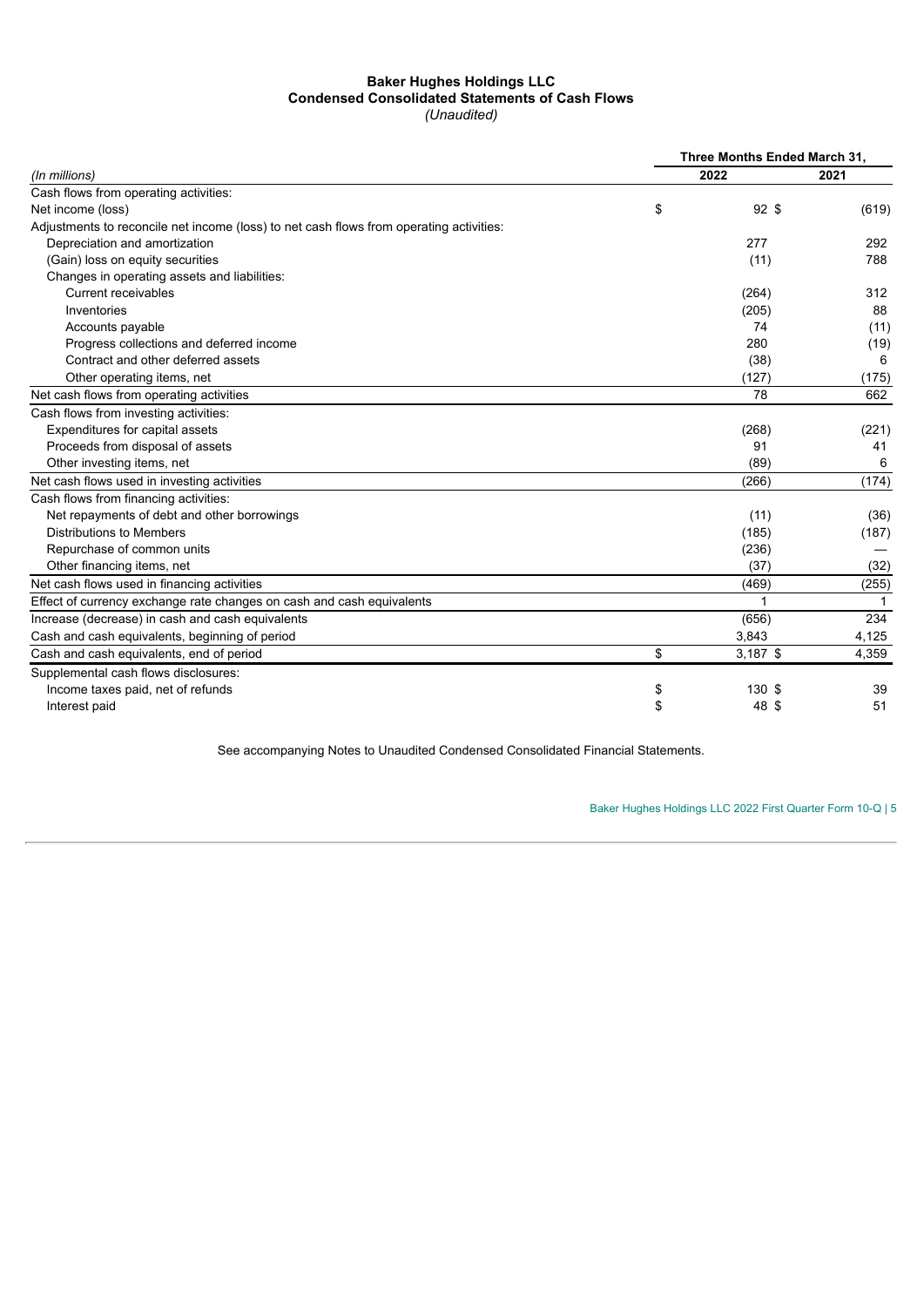**Baker Hughes Holdings LLC**
**Condensed Consolidated Statements of Cash Flows**
*(Unaudited)*

| | Three Months Ended March 31, | |
|---|---|---|
| *(In millions)* | 2022 | 2021 |
| Cash flows from operating activities: | | |
| Net income (loss) | $ 92 | $ (619) |
| Adjustments to reconcile net income (loss) to net cash flows from operating activities: | | |
| Depreciation and amortization | 277 | 292 |
| (Gain) loss on equity securities | (11) | 788 |
| Changes in operating assets and liabilities: | | |
| Current receivables | (264) | 312 |
| Inventories | (205) | 88 |
| Accounts payable | 74 | (11) |
| Progress collections and deferred income | 280 | (19) |
| Contract and other deferred assets | (38) | 6 |
| Other operating items, net | (127) | (175) |
| Net cash flows from operating activities | 78 | 662 |
| Cash flows from investing activities: | | |
| Expenditures for capital assets | (268) | (221) |
| Proceeds from disposal of assets | 91 | 41 |
| Other investing items, net | (89) | 6 |
| Net cash flows used in investing activities | (266) | (174) |
| Cash flows from financing activities: | | |
| Net repayments of debt and other borrowings | (11) | (36) |
| Distributions to Members | (185) | (187) |
| Repurchase of common units | (236) | — |
| Other financing items, net | (37) | (32) |
| Net cash flows used in financing activities | (469) | (255) |
| Effect of currency exchange rate changes on cash and cash equivalents | 1 | 1 |
| Increase (decrease) in cash and cash equivalents | (656) | 234 |
| Cash and cash equivalents, beginning of period | 3,843 | 4,125 |
| Cash and cash equivalents, end of period | $ 3,187 | $ 4,359 |
| Supplemental cash flows disclosures: | | |
| Income taxes paid, net of refunds | $ 130 | $ 39 |
| Interest paid | $ 48 | $ 51 |

See accompanying Notes to Unaudited Condensed Consolidated Financial Statements.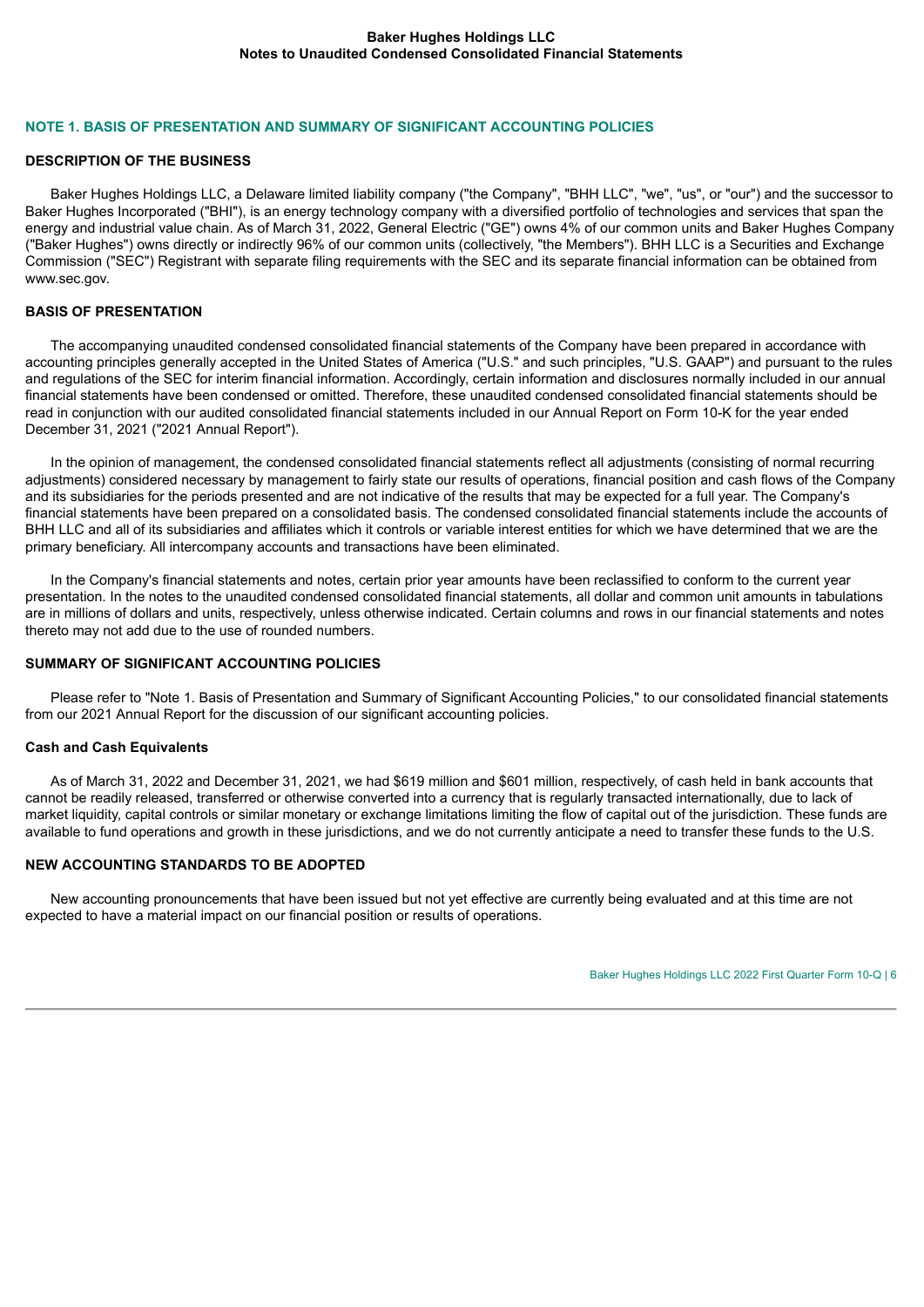## NOTE 1. BASIS OF PRESENTATION AND SUMMARY OF SIGNIFICANT ACCOUNTING POLICIES

### DESCRIPTION OF THE BUSINESS

Baker Hughes Holdings LLC, a Delaware limited liability company ("the Company", "BHH LLC", "we", "us", or "our") and the successor to Baker Hughes Incorporated ("BHI"), is an energy technology company with a diversified portfolio of technologies and services that span the energy and industrial value chain. As of March 31, 2022, General Electric ("GE") owns 4% of our common units and Baker Hughes Company ("Baker Hughes") owns directly or indirectly 96% of our common units (collectively, "the Members"). BHH LLC is a Securities and Exchange Commission ("SEC") Registrant with separate filing requirements with the SEC and its separate financial information can be obtained from www.sec.gov.

### BASIS OF PRESENTATION

The accompanying unaudited condensed consolidated financial statements of the Company have been prepared in accordance with accounting principles generally accepted in the United States of America ("U.S." and such principles, "U.S. GAAP") and pursuant to the rules and regulations of the SEC for interim financial information. Accordingly, certain information and disclosures normally included in our annual financial statements have been condensed or omitted. Therefore, these unaudited condensed consolidated financial statements should be read in conjunction with our audited consolidated financial statements included in our Annual Report on Form 10-K for the year ended December 31, 2021 ("2021 Annual Report").

In the opinion of management, the condensed consolidated financial statements reflect all adjustments (consisting of normal recurring adjustments) considered necessary by management to fairly state our results of operations, financial position and cash flows of the Company and its subsidiaries for the periods presented and are not indicative of the results that may be expected for a full year. The Company's financial statements have been prepared on a consolidated basis. The condensed consolidated financial statements include the accounts of BHH LLC and all of its subsidiaries and affiliates which it controls or variable interest entities for which we have determined that we are the primary beneficiary. All intercompany accounts and transactions have been eliminated.

In the Company's financial statements and notes, certain prior year amounts have been reclassified to conform to the current year presentation. In the notes to the unaudited condensed consolidated financial statements, all dollar and common unit amounts in tabulations are in millions of dollars and units, respectively, unless otherwise indicated. Certain columns and rows in our financial statements and notes thereto may not add due to the use of rounded numbers.

### SUMMARY OF SIGNIFICANT ACCOUNTING POLICIES

Please refer to "Note 1. Basis of Presentation and Summary of Significant Accounting Policies," to our consolidated financial statements from our 2021 Annual Report for the discussion of our significant accounting policies.

#### Cash and Cash Equivalents

As of March 31, 2022 and December 31, 2021, we had $619 million and $601 million, respectively, of cash held in bank accounts that cannot be readily released, transferred or otherwise converted into a currency that is regularly transacted internationally, due to lack of market liquidity, capital controls or similar monetary or exchange limitations limiting the flow of capital out of the jurisdiction. These funds are available to fund operations and growth in these jurisdictions, and we do not currently anticipate a need to transfer these funds to the U.S.

### NEW ACCOUNTING STANDARDS TO BE ADOPTED

New accounting pronouncements that have been issued but not yet effective are currently being evaluated and at this time are not expected to have a material impact on our financial position or results of operations.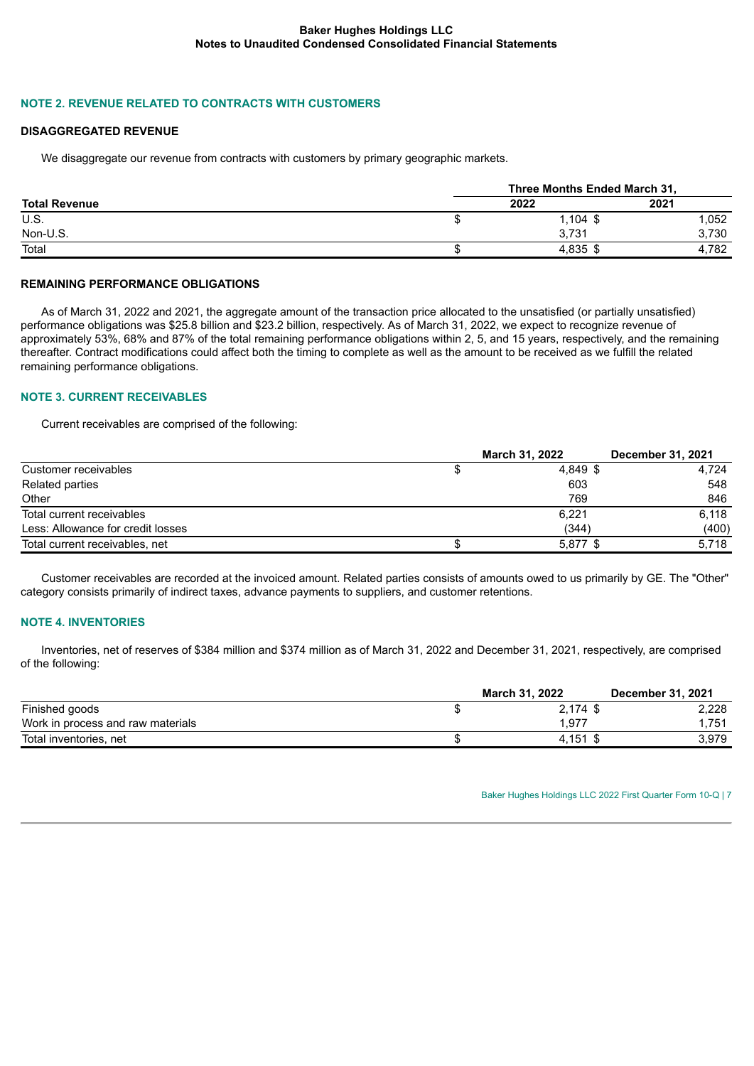## NOTE 2. REVENUE RELATED TO CONTRACTS WITH CUSTOMERS

### DISAGGREGATED REVENUE

We disaggregate our revenue from contracts with customers by primary geographic markets.

| | Three Months Ended March 31, | |
|---|---|---|
| **Total Revenue** | **2022** | **2021** |
| U.S. | $ 1,104 | $ 1,052 |
| Non-U.S. | 3,731 | 3,730 |
| Total | $ 4,835 | $ 4,782 |

### REMAINING PERFORMANCE OBLIGATIONS

As of March 31, 2022 and 2021, the aggregate amount of the transaction price allocated to the unsatisfied (or partially unsatisfied) performance obligations was $25.8 billion and $23.2 billion, respectively. As of March 31, 2022, we expect to recognize revenue of approximately 53%, 68% and 87% of the total remaining performance obligations within 2, 5, and 15 years, respectively, and the remaining thereafter. Contract modifications could affect both the timing to complete as well as the amount to be received as we fulfill the related remaining performance obligations.

## NOTE 3. CURRENT RECEIVABLES

Current receivables are comprised of the following:

| | March 31, 2022 | December 31, 2021 |
|---|---|---|
| Customer receivables | $ 4,849 | $ 4,724 |
| Related parties | 603 | 548 |
| Other | 769 | 846 |
| Total current receivables | 6,221 | 6,118 |
| Less: Allowance for credit losses | (344) | (400) |
| Total current receivables, net | $ 5,877 | $ 5,718 |

Customer receivables are recorded at the invoiced amount. Related parties consists of amounts owed to us primarily by GE. The "Other" category consists primarily of indirect taxes, advance payments to suppliers, and customer retentions.

## NOTE 4. INVENTORIES

Inventories, net of reserves of $384 million and $374 million as of March 31, 2022 and December 31, 2021, respectively, are comprised of the following:

| | March 31, 2022 | December 31, 2021 |
|---|---|---|
| Finished goods | $ 2,174 | $ 2,228 |
| Work in process and raw materials | 1,977 | 1,751 |
| Total inventories, net | $ 4,151 | $ 3,979 |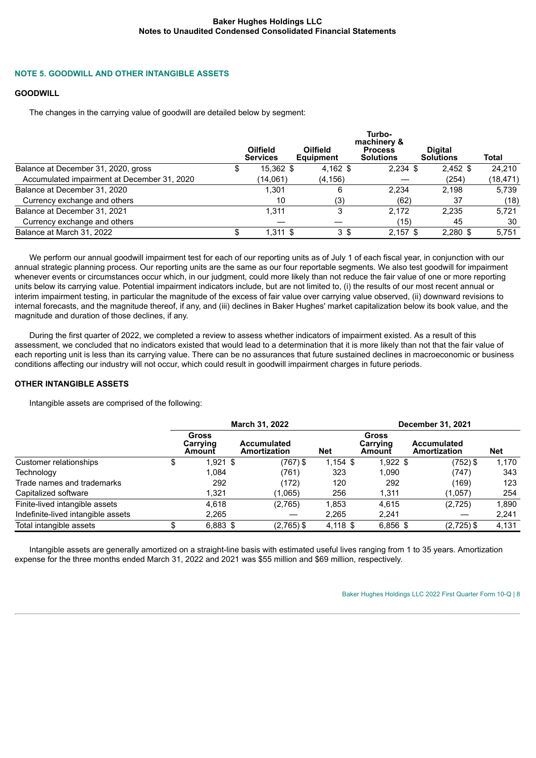## NOTE 5. GOODWILL AND OTHER INTANGIBLE ASSETS

### GOODWILL

The changes in the carrying value of goodwill are detailed below by segment:

| | Oilfield Services | Oilfield Equipment | Turbo-machinery & Process Solutions | Digital Solutions | Total |
|---|---|---|---|---|---|
| Balance at December 31, 2020, gross | $ 15,362 | $ 4,162 | $ 2,234 | $ 2,452 | $ 24,210 |
| Accumulated impairment at December 31, 2020 | (14,061) | (4,156) | — | (254) | (18,471) |
| Balance at December 31, 2020 | 1,301 | 6 | 2,234 | 2,198 | 5,739 |
| Currency exchange and others | 10 | (3) | (62) | 37 | (18) |
| Balance at December 31, 2021 | 1,311 | 3 | 2,172 | 2,235 | 5,721 |
| Currency exchange and others | — | — | (15) | 45 | 30 |
| Balance at March 31, 2022 | $ 1,311 | $ 3 | $ 2,157 | $ 2,280 | $ 5,751 |

We perform our annual goodwill impairment test for each of our reporting units as of July 1 of each fiscal year, in conjunction with our annual strategic planning process. Our reporting units are the same as our four reportable segments. We also test goodwill for impairment whenever events or circumstances occur which, in our judgment, could more likely than not reduce the fair value of one or more reporting units below its carrying value. Potential impairment indicators include, but are not limited to, (i) the results of our most recent annual or interim impairment testing, in particular the magnitude of the excess of fair value over carrying value observed, (ii) downward revisions to internal forecasts, and the magnitude thereof, if any, and (iii) declines in Baker Hughes' market capitalization below its book value, and the magnitude and duration of those declines, if any.

During the first quarter of 2022, we completed a review to assess whether indicators of impairment existed. As a result of this assessment, we concluded that no indicators existed that would lead to a determination that it is more likely than not that the fair value of each reporting unit is less than its carrying value. There can be no assurances that future sustained declines in macroeconomic or business conditions affecting our industry will not occur, which could result in goodwill impairment charges in future periods.

### OTHER INTANGIBLE ASSETS

Intangible assets are comprised of the following:

| | March 31, 2022 | | | December 31, 2021 | | |
|---|---|---|---|---|---|---|
| | Gross Carrying Amount | Accumulated Amortization | Net | Gross Carrying Amount | Accumulated Amortization | Net |
| Customer relationships | $ 1,921 | $ (767) | $ 1,154 | $ 1,922 | $ (752) | $ 1,170 |
| Technology | 1,084 | (761) | 323 | 1,090 | (747) | 343 |
| Trade names and trademarks | 292 | (172) | 120 | 292 | (169) | 123 |
| Capitalized software | 1,321 | (1,065) | 256 | 1,311 | (1,057) | 254 |
| Finite-lived intangible assets | 4,618 | (2,765) | 1,853 | 4,615 | (2,725) | 1,890 |
| Indefinite-lived intangible assets | 2,265 | — | 2,265 | 2,241 | — | 2,241 |
| Total intangible assets | $ 6,883 | $ (2,765) | $ 4,118 | $ 6,856 | $ (2,725) | $ 4,131 |

Intangible assets are generally amortized on a straight-line basis with estimated useful lives ranging from 1 to 35 years. Amortization expense for the three months ended March 31, 2022 and 2021 was $55 million and $69 million, respectively.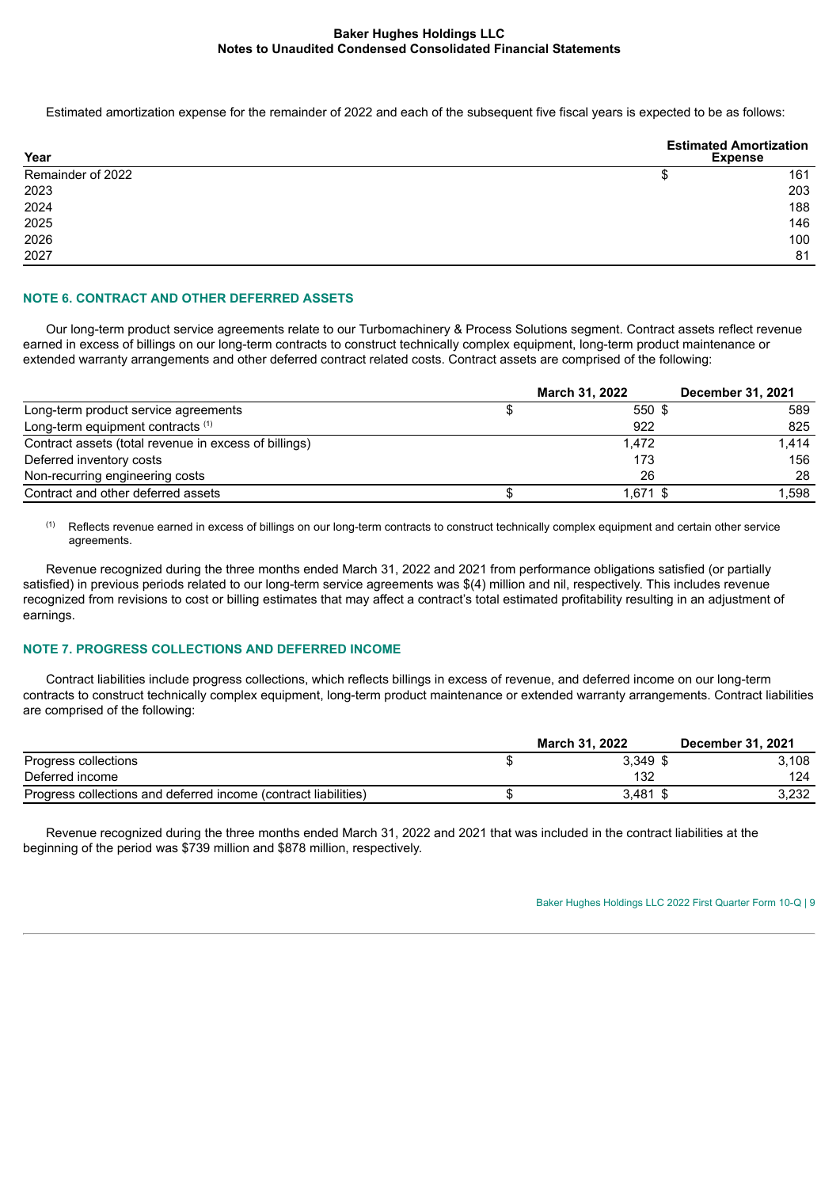Estimated amortization expense for the remainder of 2022 and each of the subsequent five fiscal years is expected to be as follows:

| Year | Estimated Amortization Expense |
|---|---|
| Remainder of 2022 | $ 161 |
| 2023 | 203 |
| 2024 | 188 |
| 2025 | 146 |
| 2026 | 100 |
| 2027 | 81 |

## NOTE 6. CONTRACT AND OTHER DEFERRED ASSETS

Our long-term product service agreements relate to our Turbomachinery & Process Solutions segment. Contract assets reflect revenue earned in excess of billings on our long-term contracts to construct technically complex equipment, long-term product maintenance or extended warranty arrangements and other deferred contract related costs. Contract assets are comprised of the following:

| | March 31, 2022 | December 31, 2021 |
|---|---|---|
| Long-term product service agreements | $ 550 | $ 589 |
| Long-term equipment contracts [1] | 922 | 825 |
| Contract assets (total revenue in excess of billings) | 1,472 | 1,414 |
| Deferred inventory costs | 173 | 156 |
| Non-recurring engineering costs | 26 | 28 |
| Contract and other deferred assets | $ 1,671 | $ 1,598 |

[1] Reflects revenue earned in excess of billings on our long-term contracts to construct technically complex equipment and certain other service agreements.

Revenue recognized during the three months ended March 31, 2022 and 2021 from performance obligations satisfied (or partially satisfied) in previous periods related to our long-term service agreements was $(4) million and nil, respectively. This includes revenue recognized from revisions to cost or billing estimates that may affect a contract's total estimated profitability resulting in an adjustment of earnings.

## NOTE 7. PROGRESS COLLECTIONS AND DEFERRED INCOME

Contract liabilities include progress collections, which reflects billings in excess of revenue, and deferred income on our long-term contracts to construct technically complex equipment, long-term product maintenance or extended warranty arrangements. Contract liabilities are comprised of the following:

| | March 31, 2022 | December 31, 2021 |
|---|---|---|
| Progress collections | $ 3,349 | $ 3,108 |
| Deferred income | 132 | 124 |
| Progress collections and deferred income (contract liabilities) | $ 3,481 | $ 3,232 |

Revenue recognized during the three months ended March 31, 2022 and 2021 that was included in the contract liabilities at the beginning of the period was $739 million and $878 million, respectively.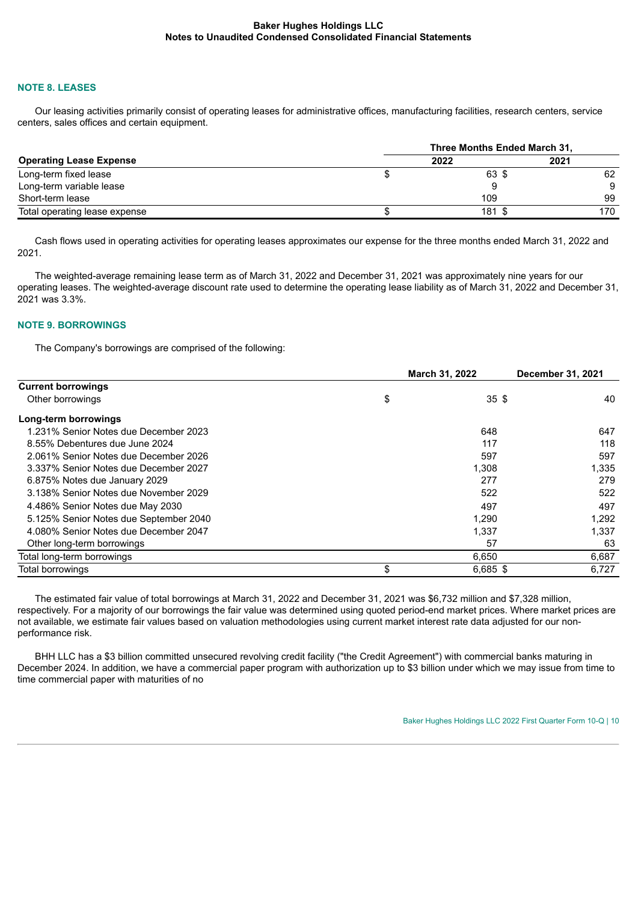## NOTE 8. LEASES

Our leasing activities primarily consist of operating leases for administrative offices, manufacturing facilities, research centers, service centers, sales offices and certain equipment.

| Operating Lease Expense | Three Months Ended March 31, 2022 | Three Months Ended March 31, 2021 |
|---|---|---|
| Long-term fixed lease | $ 63 | $ 62 |
| Long-term variable lease | 9 | 9 |
| Short-term lease | 109 | 99 |
| Total operating lease expense | $ 181 | $ 170 |

Cash flows used in operating activities for operating leases approximates our expense for the three months ended March 31, 2022 and 2021.

The weighted-average remaining lease term as of March 31, 2022 and December 31, 2021 was approximately nine years for our operating leases. The weighted-average discount rate used to determine the operating lease liability as of March 31, 2022 and December 31, 2021 was 3.3%.

## NOTE 9. BORROWINGS

The Company's borrowings are comprised of the following:

| | March 31, 2022 | December 31, 2021 |
|---|---|---|
| **Current borrowings** | | |
| Other borrowings | $ 35 | $ 40 |
| **Long-term borrowings** | | |
| 1.231% Senior Notes due December 2023 | 648 | 647 |
| 8.55% Debentures due June 2024 | 117 | 118 |
| 2.061% Senior Notes due December 2026 | 597 | 597 |
| 3.337% Senior Notes due December 2027 | 1,308 | 1,335 |
| 6.875% Notes due January 2029 | 277 | 279 |
| 3.138% Senior Notes due November 2029 | 522 | 522 |
| 4.486% Senior Notes due May 2030 | 497 | 497 |
| 5.125% Senior Notes due September 2040 | 1,290 | 1,292 |
| 4.080% Senior Notes due December 2047 | 1,337 | 1,337 |
| Other long-term borrowings | 57 | 63 |
| Total long-term borrowings | 6,650 | 6,687 |
| Total borrowings | $ 6,685 | $ 6,727 |

The estimated fair value of total borrowings at March 31, 2022 and December 31, 2021 was $6,732 million and $7,328 million, respectively. For a majority of our borrowings the fair value was determined using quoted period-end market prices. Where market prices are not available, we estimate fair values based on valuation methodologies using current market interest rate data adjusted for our non-performance risk.

BHH LLC has a $3 billion committed unsecured revolving credit facility ("the Credit Agreement") with commercial banks maturing in December 2024. In addition, we have a commercial paper program with authorization up to $3 billion under which we may issue from time to time commercial paper with maturities of no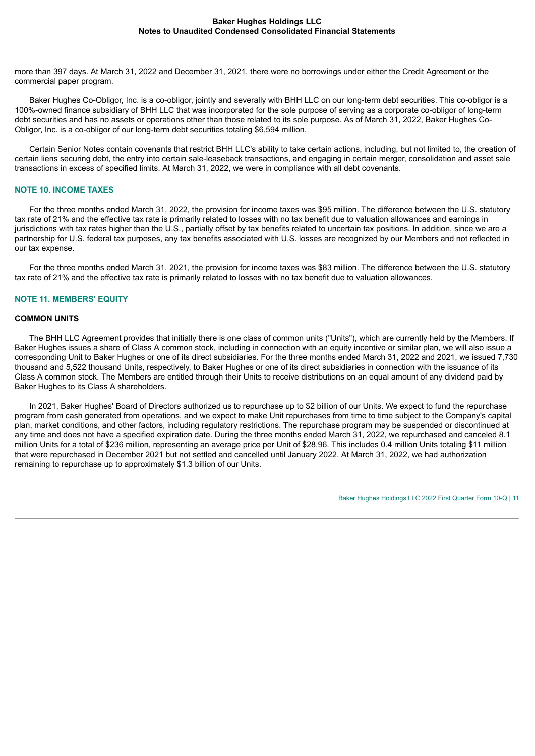more than 397 days. At March 31, 2022 and December 31, 2021, there were no borrowings under either the Credit Agreement or the commercial paper program.

Baker Hughes Co-Obligor, Inc. is a co-obligor, jointly and severally with BHH LLC on our long-term debt securities. This co-obligor is a 100%-owned finance subsidiary of BHH LLC that was incorporated for the sole purpose of serving as a corporate co-obligor of long-term debt securities and has no assets or operations other than those related to its sole purpose. As of March 31, 2022, Baker Hughes Co-Obligor, Inc. is a co-obligor of our long-term debt securities totaling $6,594 million.

Certain Senior Notes contain covenants that restrict BHH LLC's ability to take certain actions, including, but not limited to, the creation of certain liens securing debt, the entry into certain sale-leaseback transactions, and engaging in certain merger, consolidation and asset sale transactions in excess of specified limits. At March 31, 2022, we were in compliance with all debt covenants.

## NOTE 10. INCOME TAXES

For the three months ended March 31, 2022, the provision for income taxes was $95 million. The difference between the U.S. statutory tax rate of 21% and the effective tax rate is primarily related to losses with no tax benefit due to valuation allowances and earnings in jurisdictions with tax rates higher than the U.S., partially offset by tax benefits related to uncertain tax positions. In addition, since we are a partnership for U.S. federal tax purposes, any tax benefits associated with U.S. losses are recognized by our Members and not reflected in our tax expense.

For the three months ended March 31, 2021, the provision for income taxes was $83 million. The difference between the U.S. statutory tax rate of 21% and the effective tax rate is primarily related to losses with no tax benefit due to valuation allowances.

## NOTE 11. MEMBERS' EQUITY

### COMMON UNITS

The BHH LLC Agreement provides that initially there is one class of common units ("Units"), which are currently held by the Members. If Baker Hughes issues a share of Class A common stock, including in connection with an equity incentive or similar plan, we will also issue a corresponding Unit to Baker Hughes or one of its direct subsidiaries. For the three months ended March 31, 2022 and 2021, we issued 7,730 thousand and 5,522 thousand Units, respectively, to Baker Hughes or one of its direct subsidiaries in connection with the issuance of its Class A common stock. The Members are entitled through their Units to receive distributions on an equal amount of any dividend paid by Baker Hughes to its Class A shareholders.

In 2021, Baker Hughes' Board of Directors authorized us to repurchase up to $2 billion of our Units. We expect to fund the repurchase program from cash generated from operations, and we expect to make Unit repurchases from time to time subject to the Company's capital plan, market conditions, and other factors, including regulatory restrictions. The repurchase program may be suspended or discontinued at any time and does not have a specified expiration date. During the three months ended March 31, 2022, we repurchased and canceled 8.1 million Units for a total of $236 million, representing an average price per Unit of $28.96. This includes 0.4 million Units totaling $11 million that were repurchased in December 2021 but not settled and cancelled until January 2022. At March 31, 2022, we had authorization remaining to repurchase up to approximately $1.3 billion of our Units.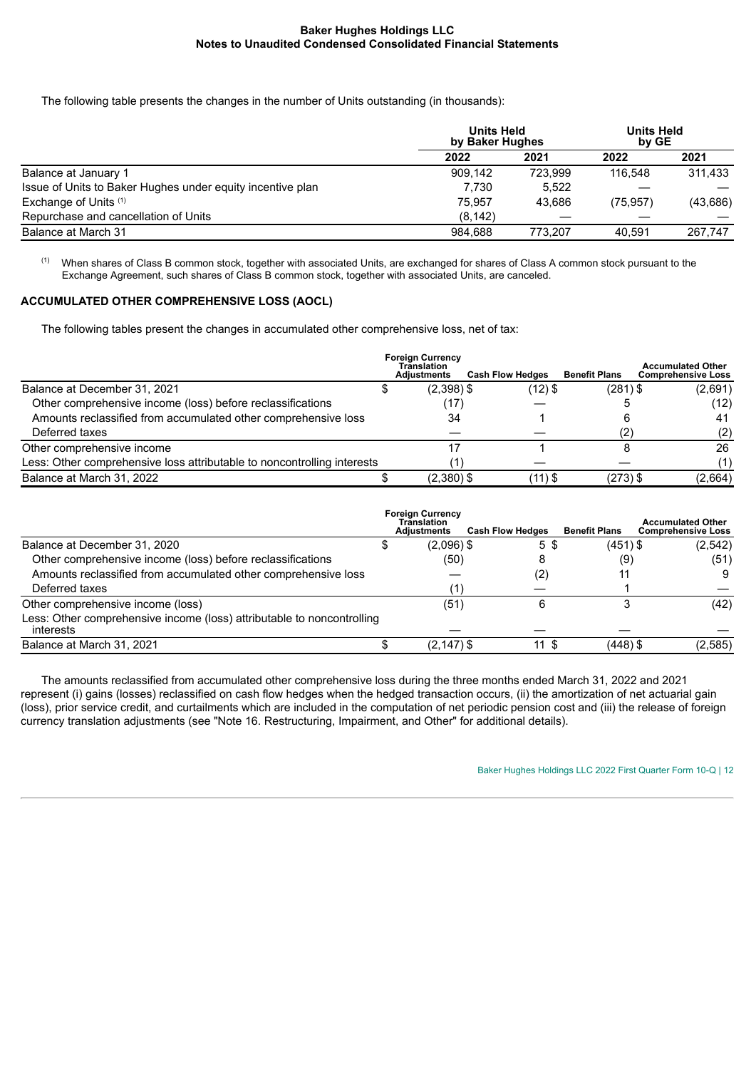The following table presents the changes in the number of Units outstanding (in thousands):

| | Units Held by Baker Hughes | | Units Held by GE | |
|---|---|---|---|---|
| | 2022 | 2021 | 2022 | 2021 |
| Balance at January 1 | 909,142 | 723,999 | 116,548 | 311,433 |
| Issue of Units to Baker Hughes under equity incentive plan | 7,730 | 5,522 | — | — |
| Exchange of Units [1] | 75,957 | 43,686 | (75,957) | (43,686) |
| Repurchase and cancellation of Units | (8,142) | — | — | — |
| Balance at March 31 | 984,688 | 773,207 | 40,591 | 267,747 |

[1] When shares of Class B common stock, together with associated Units, are exchanged for shares of Class A common stock pursuant to the Exchange Agreement, such shares of Class B common stock, together with associated Units, are canceled.

## ACCUMULATED OTHER COMPREHENSIVE LOSS (AOCL)

The following tables present the changes in accumulated other comprehensive loss, net of tax:

| | Foreign Currency Translation Adjustments | Cash Flow Hedges | Benefit Plans | Accumulated Other Comprehensive Loss |
|---|---|---|---|---|
| Balance at December 31, 2021 | $ (2,398) | $ (12) | $ (281) | $ (2,691) |
| Other comprehensive income (loss) before reclassifications | (17) | — | 5 | (12) |
| Amounts reclassified from accumulated other comprehensive loss | 34 | 1 | 6 | 41 |
| Deferred taxes | — | — | (2) | (2) |
| Other comprehensive income | 17 | 1 | 8 | 26 |
| Less: Other comprehensive loss attributable to noncontrolling interests | (1) | — | — | (1) |
| Balance at March 31, 2022 | $ (2,380) | $ (11) | $ (273) | $ (2,664) |

| | Foreign Currency Translation Adjustments | Cash Flow Hedges | Benefit Plans | Accumulated Other Comprehensive Loss |
|---|---|---|---|---|
| Balance at December 31, 2020 | $ (2,096) | $ 5 | $ (451) | $ (2,542) |
| Other comprehensive income (loss) before reclassifications | (50) | 8 | (9) | (51) |
| Amounts reclassified from accumulated other comprehensive loss | — | (2) | 11 | 9 |
| Deferred taxes | (1) | — | 1 | — |
| Other comprehensive income (loss) | (51) | 6 | 3 | (42) |
| Less: Other comprehensive income (loss) attributable to noncontrolling interests | — | — | — | — |
| Balance at March 31, 2021 | $ (2,147) | $ 11 | $ (448) | $ (2,585) |

The amounts reclassified from accumulated other comprehensive loss during the three months ended March 31, 2022 and 2021 represent (i) gains (losses) reclassified on cash flow hedges when the hedged transaction occurs, (ii) the amortization of net actuarial gain (loss), prior service credit, and curtailments which are included in the computation of net periodic pension cost and (iii) the release of foreign currency translation adjustments (see "Note 16. Restructuring, Impairment, and Other" for additional details).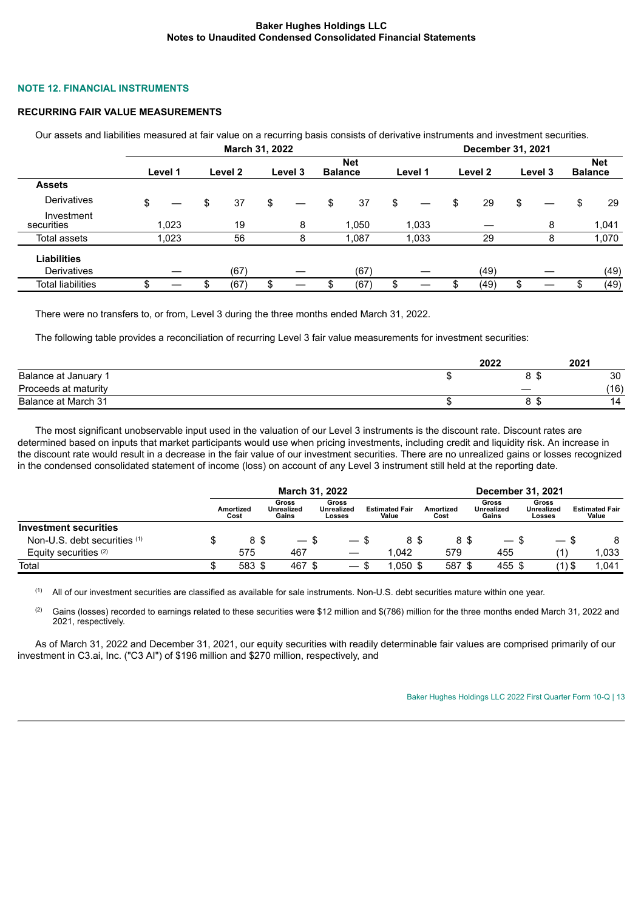## NOTE 12. FINANCIAL INSTRUMENTS

### RECURRING FAIR VALUE MEASUREMENTS

Our assets and liabilities measured at fair value on a recurring basis consists of derivative instruments and investment securities.

| | March 31, 2022 | | | | December 31, 2021 | | | |
|---|---|---|---|---|---|---|---|---|
| | Level 1 | Level 2 | Level 3 | Net Balance | Level 1 | Level 2 | Level 3 | Net Balance |
| **Assets** | | | | | | | | |
| Derivatives | $ — | $ 37 | $ — | $ 37 | $ — | $ 29 | $ — | $ 29 |
| Investment securities | 1,023 | 19 | 8 | 1,050 | 1,033 | — | 8 | 1,041 |
| Total assets | 1,023 | 56 | 8 | 1,087 | 1,033 | 29 | 8 | 1,070 |
| **Liabilities** | | | | | | | | |
| Derivatives | — | (67) | — | (67) | — | (49) | — | (49) |
| Total liabilities | $ — | $ (67) | $ — | $ (67) | $ — | $ (49) | $ — | $ (49) |

There were no transfers to, or from, Level 3 during the three months ended March 31, 2022.

The following table provides a reconciliation of recurring Level 3 fair value measurements for investment securities:

| | 2022 | 2021 |
|---|---|---|
| Balance at January 1 | $ 8 | $ 30 |
| Proceeds at maturity | — | (16) |
| Balance at March 31 | $ 8 | $ 14 |

The most significant unobservable input used in the valuation of our Level 3 instruments is the discount rate. Discount rates are determined based on inputs that market participants would use when pricing investments, including credit and liquidity risk. An increase in the discount rate would result in a decrease in the fair value of our investment securities. There are no unrealized gains or losses recognized in the condensed consolidated statement of income (loss) on account of any Level 3 instrument still held at the reporting date.

| | March 31, 2022 | | | | December 31, 2021 | | | |
|---|---|---|---|---|---|---|---|---|
| | Amortized Cost | Gross Unrealized Gains | Gross Unrealized Losses | Estimated Fair Value | Amortized Cost | Gross Unrealized Gains | Gross Unrealized Losses | Estimated Fair Value |
| **Investment securities** | | | | | | | | |
| Non-U.S. debt securities [(1)] | $ 8 | $ — | $ — | $ 8 | $ 8 | $ — | $ — | $ 8 |
| Equity securities [(2)] | 575 | 467 | — | 1,042 | 579 | 455 | (1) | 1,033 |
| Total | $ 583 | $ 467 | $ — | $ 1,050 | $ 587 | $ 455 | $ (1) | $ 1,041 |

(1) All of our investment securities are classified as available for sale instruments. Non-U.S. debt securities mature within one year.

(2) Gains (losses) recorded to earnings related to these securities were $12 million and $(786) million for the three months ended March 31, 2022 and 2021, respectively.

As of March 31, 2022 and December 31, 2021, our equity securities with readily determinable fair values are comprised primarily of our investment in C3.ai, Inc. ("C3 AI") of $196 million and $270 million, respectively, and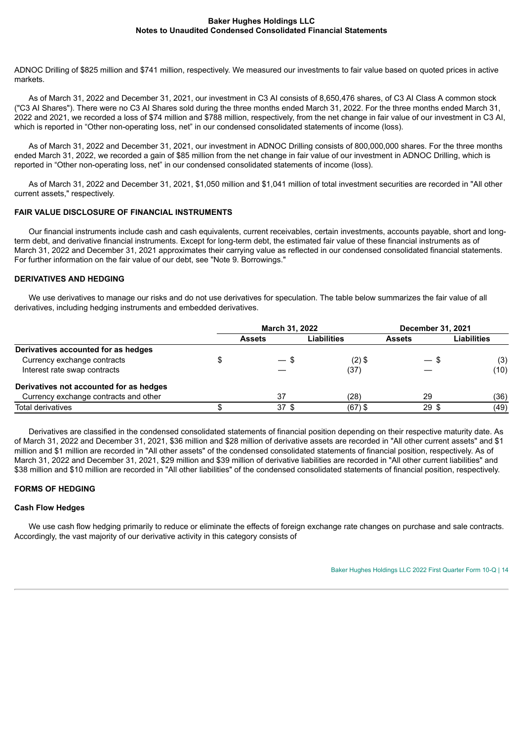ADNOC Drilling of $825 million and $741 million, respectively. We measured our investments to fair value based on quoted prices in active markets.

As of March 31, 2022 and December 31, 2021, our investment in C3 AI consists of 8,650,476 shares, of C3 AI Class A common stock ("C3 AI Shares"). There were no C3 AI Shares sold during the three months ended March 31, 2022. For the three months ended March 31, 2022 and 2021, we recorded a loss of $74 million and $788 million, respectively, from the net change in fair value of our investment in C3 AI, which is reported in "Other non-operating loss, net" in our condensed consolidated statements of income (loss).

As of March 31, 2022 and December 31, 2021, our investment in ADNOC Drilling consists of 800,000,000 shares. For the three months ended March 31, 2022, we recorded a gain of $85 million from the net change in fair value of our investment in ADNOC Drilling, which is reported in "Other non-operating loss, net" in our condensed consolidated statements of income (loss).

As of March 31, 2022 and December 31, 2021, $1,050 million and $1,041 million of total investment securities are recorded in "All other current assets," respectively.

### FAIR VALUE DISCLOSURE OF FINANCIAL INSTRUMENTS

Our financial instruments include cash and cash equivalents, current receivables, certain investments, accounts payable, short and long-term debt, and derivative financial instruments. Except for long-term debt, the estimated fair value of these financial instruments as of March 31, 2022 and December 31, 2021 approximates their carrying value as reflected in our condensed consolidated financial statements. For further information on the fair value of our debt, see "Note 9. Borrowings."

### DERIVATIVES AND HEDGING

We use derivatives to manage our risks and do not use derivatives for speculation. The table below summarizes the fair value of all derivatives, including hedging instruments and embedded derivatives.

| | March 31, 2022 | | December 31, 2021 | |
|---|---|---|---|---|
| | Assets | Liabilities | Assets | Liabilities |
| **Derivatives accounted for as hedges** | | | | |
| Currency exchange contracts | $ — | $ (2) | $ — | $ (3) |
| Interest rate swap contracts | — | (37) | — | (10) |
| **Derivatives not accounted for as hedges** | | | | |
| Currency exchange contracts and other | 37 | (28) | 29 | (36) |
| Total derivatives | $ 37 | $ (67) | $ 29 | $ (49) |

Derivatives are classified in the condensed consolidated statements of financial position depending on their respective maturity date. As of March 31, 2022 and December 31, 2021, $36 million and $28 million of derivative assets are recorded in "All other current assets" and $1 million and $1 million are recorded in "All other assets" of the condensed consolidated statements of financial position, respectively. As of March 31, 2022 and December 31, 2021, $29 million and $39 million of derivative liabilities are recorded in "All other current liabilities" and $38 million and $10 million are recorded in "All other liabilities" of the condensed consolidated statements of financial position, respectively.

### FORMS OF HEDGING

#### Cash Flow Hedges

We use cash flow hedging primarily to reduce or eliminate the effects of foreign exchange rate changes on purchase and sale contracts. Accordingly, the vast majority of our derivative activity in this category consists of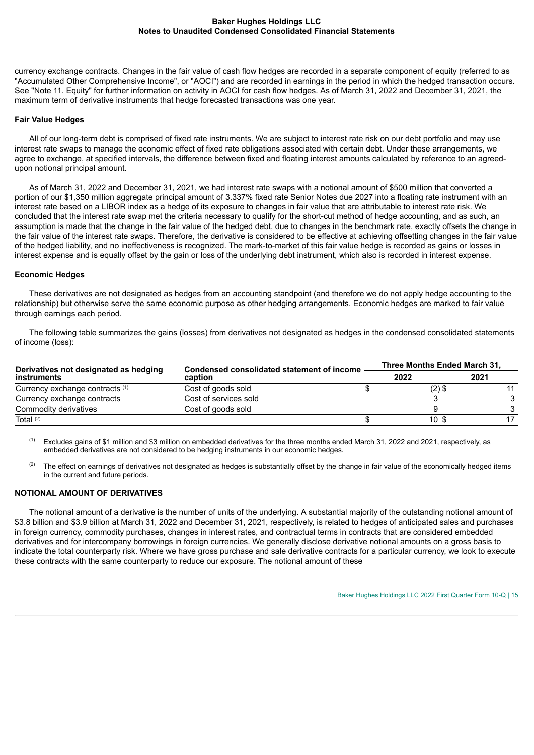currency exchange contracts. Changes in the fair value of cash flow hedges are recorded in a separate component of equity (referred to as "Accumulated Other Comprehensive Income", or "AOCI") and are recorded in earnings in the period in which the hedged transaction occurs. See "Note 11. Equity" for further information on activity in AOCI for cash flow hedges. As of March 31, 2022 and December 31, 2021, the maximum term of derivative instruments that hedge forecasted transactions was one year.

**Fair Value Hedges**

All of our long-term debt is comprised of fixed rate instruments. We are subject to interest rate risk on our debt portfolio and may use interest rate swaps to manage the economic effect of fixed rate obligations associated with certain debt. Under these arrangements, we agree to exchange, at specified intervals, the difference between fixed and floating interest amounts calculated by reference to an agreed-upon notional principal amount.

As of March 31, 2022 and December 31, 2021, we had interest rate swaps with a notional amount of $500 million that converted a portion of our $1,350 million aggregate principal amount of 3.337% fixed rate Senior Notes due 2027 into a floating rate instrument with an interest rate based on a LIBOR index as a hedge of its exposure to changes in fair value that are attributable to interest rate risk. We concluded that the interest rate swap met the criteria necessary to qualify for the short-cut method of hedge accounting, and as such, an assumption is made that the change in the fair value of the hedged debt, due to changes in the benchmark rate, exactly offsets the change in the fair value of the interest rate swaps. Therefore, the derivative is considered to be effective at achieving offsetting changes in the fair value of the hedged liability, and no ineffectiveness is recognized. The mark-to-market of this fair value hedge is recorded as gains or losses in interest expense and is equally offset by the gain or loss of the underlying debt instrument, which also is recorded in interest expense.

**Economic Hedges**

These derivatives are not designated as hedges from an accounting standpoint (and therefore we do not apply hedge accounting to the relationship) but otherwise serve the same economic purpose as other hedging arrangements. Economic hedges are marked to fair value through earnings each period.

The following table summarizes the gains (losses) from derivatives not designated as hedges in the condensed consolidated statements of income (loss):

| Derivatives not designated as hedging instruments | Condensed consolidated statement of income caption | Three Months Ended March 31, | |
|---|---|---|---|
| | | 2022 | 2021 |
| Currency exchange contracts [(1)] | Cost of goods sold | $ (2) | $ 11 |
| Currency exchange contracts | Cost of services sold | 3 | 3 |
| Commodity derivatives | Cost of goods sold | 9 | 3 |
| Total [(2)] | | $ 10 | $ 17 |

(1) Excludes gains of $1 million and $3 million on embedded derivatives for the three months ended March 31, 2022 and 2021, respectively, as embedded derivatives are not considered to be hedging instruments in our economic hedges.

(2) The effect on earnings of derivatives not designated as hedges is substantially offset by the change in fair value of the economically hedged items in the current and future periods.

**NOTIONAL AMOUNT OF DERIVATIVES**

The notional amount of a derivative is the number of units of the underlying. A substantial majority of the outstanding notional amount of $3.8 billion and $3.9 billion at March 31, 2022 and December 31, 2021, respectively, is related to hedges of anticipated sales and purchases in foreign currency, commodity purchases, changes in interest rates, and contractual terms in contracts that are considered embedded derivatives and for intercompany borrowings in foreign currencies. We generally disclose derivative notional amounts on a gross basis to indicate the total counterparty risk. Where we have gross purchase and sale derivative contracts for a particular currency, we look to execute these contracts with the same counterparty to reduce our exposure. The notional amount of these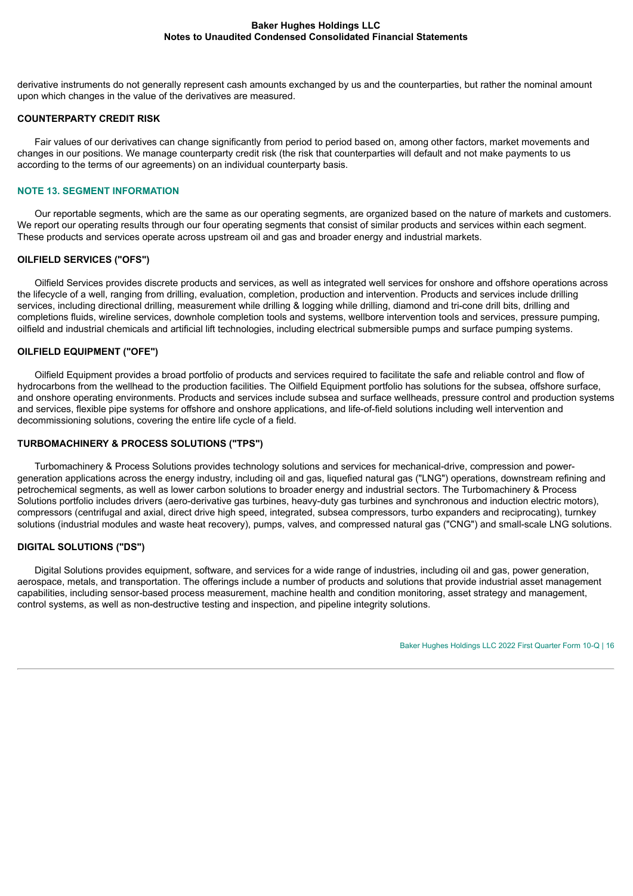derivative instruments do not generally represent cash amounts exchanged by us and the counterparties, but rather the nominal amount upon which changes in the value of the derivatives are measured.

### COUNTERPARTY CREDIT RISK

Fair values of our derivatives can change significantly from period to period based on, among other factors, market movements and changes in our positions. We manage counterparty credit risk (the risk that counterparties will default and not make payments to us according to the terms of our agreements) on an individual counterparty basis.

## NOTE 13. SEGMENT INFORMATION

Our reportable segments, which are the same as our operating segments, are organized based on the nature of markets and customers. We report our operating results through our four operating segments that consist of similar products and services within each segment. These products and services operate across upstream oil and gas and broader energy and industrial markets.

### OILFIELD SERVICES ("OFS")

Oilfield Services provides discrete products and services, as well as integrated well services for onshore and offshore operations across the lifecycle of a well, ranging from drilling, evaluation, completion, production and intervention. Products and services include drilling services, including directional drilling, measurement while drilling & logging while drilling, diamond and tri-cone drill bits, drilling and completions fluids, wireline services, downhole completion tools and systems, wellbore intervention tools and services, pressure pumping, oilfield and industrial chemicals and artificial lift technologies, including electrical submersible pumps and surface pumping systems.

### OILFIELD EQUIPMENT ("OFE")

Oilfield Equipment provides a broad portfolio of products and services required to facilitate the safe and reliable control and flow of hydrocarbons from the wellhead to the production facilities. The Oilfield Equipment portfolio has solutions for the subsea, offshore surface, and onshore operating environments. Products and services include subsea and surface wellheads, pressure control and production systems and services, flexible pipe systems for offshore and onshore applications, and life-of-field solutions including well intervention and decommissioning solutions, covering the entire life cycle of a field.

### TURBOMACHINERY & PROCESS SOLUTIONS ("TPS")

Turbomachinery & Process Solutions provides technology solutions and services for mechanical-drive, compression and power-generation applications across the energy industry, including oil and gas, liquefied natural gas ("LNG") operations, downstream refining and petrochemical segments, as well as lower carbon solutions to broader energy and industrial sectors. The Turbomachinery & Process Solutions portfolio includes drivers (aero-derivative gas turbines, heavy-duty gas turbines and synchronous and induction electric motors), compressors (centrifugal and axial, direct drive high speed, integrated, subsea compressors, turbo expanders and reciprocating), turnkey solutions (industrial modules and waste heat recovery), pumps, valves, and compressed natural gas ("CNG") and small-scale LNG solutions.

### DIGITAL SOLUTIONS ("DS")

Digital Solutions provides equipment, software, and services for a wide range of industries, including oil and gas, power generation, aerospace, metals, and transportation. The offerings include a number of products and solutions that provide industrial asset management capabilities, including sensor-based process measurement, machine health and condition monitoring, asset strategy and management, control systems, as well as non-destructive testing and inspection, and pipeline integrity solutions.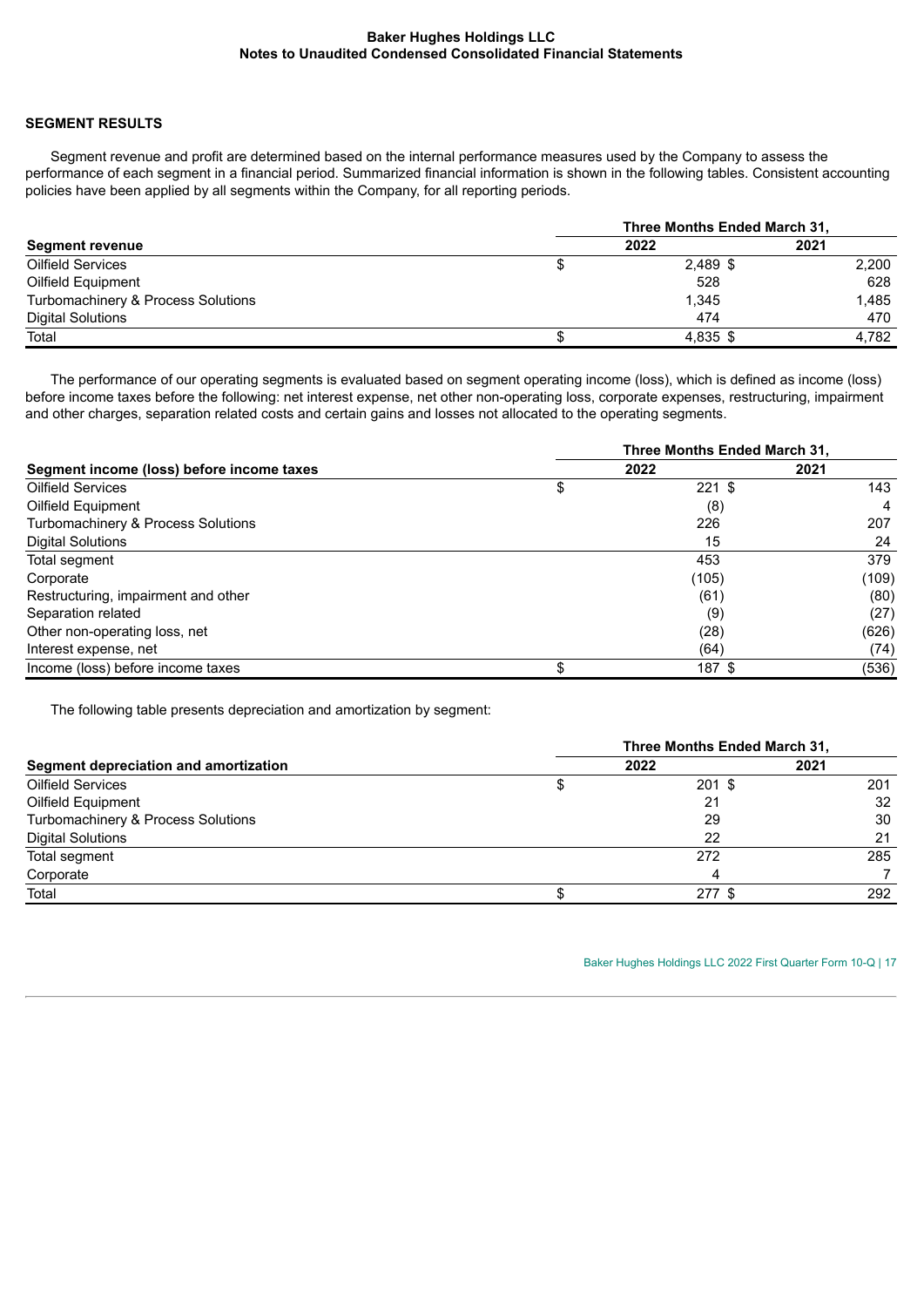## SEGMENT RESULTS

Segment revenue and profit are determined based on the internal performance measures used by the Company to assess the performance of each segment in a financial period. Summarized financial information is shown in the following tables. Consistent accounting policies have been applied by all segments within the Company, for all reporting periods.

| | Three Months Ended March 31, | |
|---|---|---|
| **Segment revenue** | **2022** | **2021** |
| Oilfield Services | $ 2,489 | $ 2,200 |
| Oilfield Equipment | 528 | 628 |
| Turbomachinery & Process Solutions | 1,345 | 1,485 |
| Digital Solutions | 474 | 470 |
| Total | $ 4,835 | $ 4,782 |

The performance of our operating segments is evaluated based on segment operating income (loss), which is defined as income (loss) before income taxes before the following: net interest expense, net other non-operating loss, corporate expenses, restructuring, impairment and other charges, separation related costs and certain gains and losses not allocated to the operating segments.

| | Three Months Ended March 31, | |
|---|---|---|
| **Segment income (loss) before income taxes** | **2022** | **2021** |
| Oilfield Services | $ 221 | $ 143 |
| Oilfield Equipment | (8) | 4 |
| Turbomachinery & Process Solutions | 226 | 207 |
| Digital Solutions | 15 | 24 |
| Total segment | 453 | 379 |
| Corporate | (105) | (109) |
| Restructuring, impairment and other | (61) | (80) |
| Separation related | (9) | (27) |
| Other non-operating loss, net | (28) | (626) |
| Interest expense, net | (64) | (74) |
| Income (loss) before income taxes | $ 187 | $ (536) |

The following table presents depreciation and amortization by segment:

| | Three Months Ended March 31, | |
|---|---|---|
| **Segment depreciation and amortization** | **2022** | **2021** |
| Oilfield Services | $ 201 | $ 201 |
| Oilfield Equipment | 21 | 32 |
| Turbomachinery & Process Solutions | 29 | 30 |
| Digital Solutions | 22 | 21 |
| Total segment | 272 | 285 |
| Corporate | 4 | 7 |
| Total | $ 277 | $ 292 |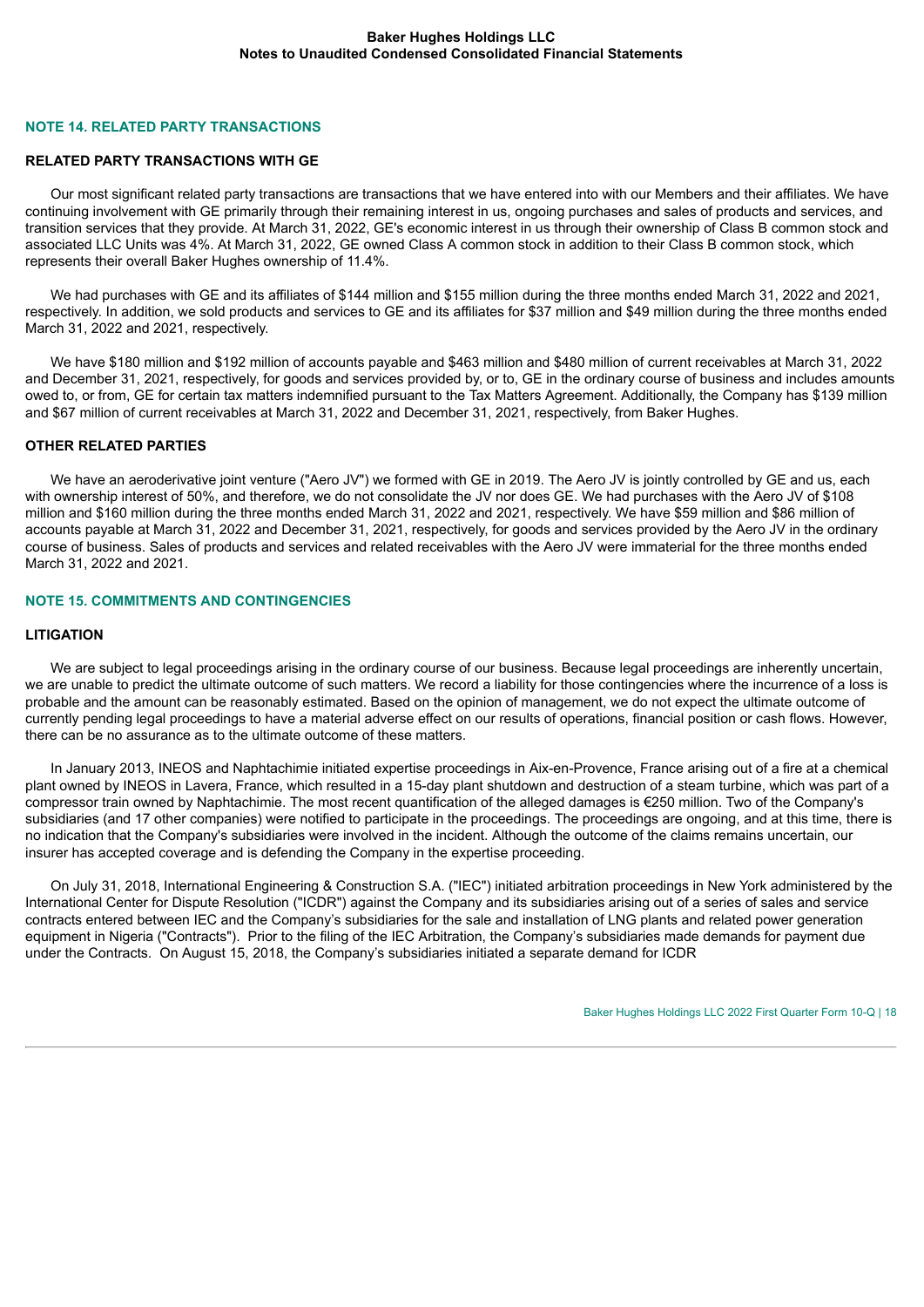## NOTE 14. RELATED PARTY TRANSACTIONS

### RELATED PARTY TRANSACTIONS WITH GE

Our most significant related party transactions are transactions that we have entered into with our Members and their affiliates. We have continuing involvement with GE primarily through their remaining interest in us, ongoing purchases and sales of products and services, and transition services that they provide. At March 31, 2022, GE's economic interest in us through their ownership of Class B common stock and associated LLC Units was 4%. At March 31, 2022, GE owned Class A common stock in addition to their Class B common stock, which represents their overall Baker Hughes ownership of 11.4%.

We had purchases with GE and its affiliates of $144 million and $155 million during the three months ended March 31, 2022 and 2021, respectively. In addition, we sold products and services to GE and its affiliates for $37 million and $49 million during the three months ended March 31, 2022 and 2021, respectively.

We have $180 million and $192 million of accounts payable and $463 million and $480 million of current receivables at March 31, 2022 and December 31, 2021, respectively, for goods and services provided by, or to, GE in the ordinary course of business and includes amounts owed to, or from, GE for certain tax matters indemnified pursuant to the Tax Matters Agreement. Additionally, the Company has $139 million and $67 million of current receivables at March 31, 2022 and December 31, 2021, respectively, from Baker Hughes.

### OTHER RELATED PARTIES

We have an aeroderivative joint venture ("Aero JV") we formed with GE in 2019. The Aero JV is jointly controlled by GE and us, each with ownership interest of 50%, and therefore, we do not consolidate the JV nor does GE. We had purchases with the Aero JV of $108 million and $160 million during the three months ended March 31, 2022 and 2021, respectively. We have $59 million and $86 million of accounts payable at March 31, 2022 and December 31, 2021, respectively, for goods and services provided by the Aero JV in the ordinary course of business. Sales of products and services and related receivables with the Aero JV were immaterial for the three months ended March 31, 2022 and 2021.

## NOTE 15. COMMITMENTS AND CONTINGENCIES

### LITIGATION

We are subject to legal proceedings arising in the ordinary course of our business. Because legal proceedings are inherently uncertain, we are unable to predict the ultimate outcome of such matters. We record a liability for those contingencies where the incurrence of a loss is probable and the amount can be reasonably estimated. Based on the opinion of management, we do not expect the ultimate outcome of currently pending legal proceedings to have a material adverse effect on our results of operations, financial position or cash flows. However, there can be no assurance as to the ultimate outcome of these matters.

In January 2013, INEOS and Naphtachimie initiated expertise proceedings in Aix-en-Provence, France arising out of a fire at a chemical plant owned by INEOS in Lavera, France, which resulted in a 15-day plant shutdown and destruction of a steam turbine, which was part of a compressor train owned by Naphtachimie. The most recent quantification of the alleged damages is €250 million. Two of the Company's subsidiaries (and 17 other companies) were notified to participate in the proceedings. The proceedings are ongoing, and at this time, there is no indication that the Company's subsidiaries were involved in the incident. Although the outcome of the claims remains uncertain, our insurer has accepted coverage and is defending the Company in the expertise proceeding.

On July 31, 2018, International Engineering & Construction S.A. ("IEC") initiated arbitration proceedings in New York administered by the International Center for Dispute Resolution ("ICDR") against the Company and its subsidiaries arising out of a series of sales and service contracts entered between IEC and the Company's subsidiaries for the sale and installation of LNG plants and related power generation equipment in Nigeria ("Contracts"). Prior to the filing of the IEC Arbitration, the Company's subsidiaries made demands for payment due under the Contracts. On August 15, 2018, the Company's subsidiaries initiated a separate demand for ICDR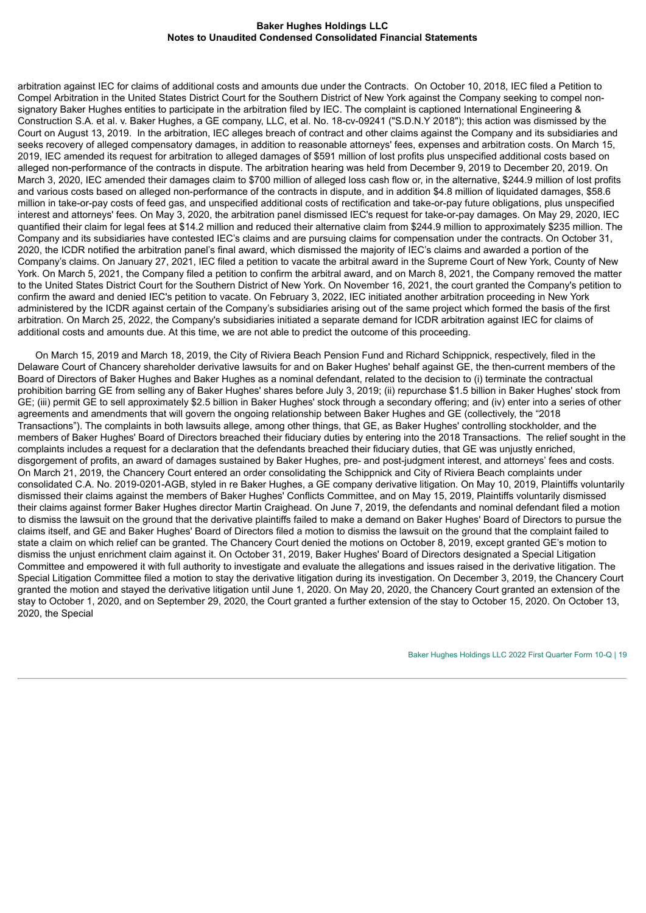arbitration against IEC for claims of additional costs and amounts due under the Contracts. On October 10, 2018, IEC filed a Petition to Compel Arbitration in the United States District Court for the Southern District of New York against the Company seeking to compel non-signatory Baker Hughes entities to participate in the arbitration filed by IEC. The complaint is captioned International Engineering & Construction S.A. et al. v. Baker Hughes, a GE company, LLC, et al. No. 18-cv-09241 ("S.D.N.Y 2018"); this action was dismissed by the Court on August 13, 2019. In the arbitration, IEC alleges breach of contract and other claims against the Company and its subsidiaries and seeks recovery of alleged compensatory damages, in addition to reasonable attorneys' fees, expenses and arbitration costs. On March 15, 2019, IEC amended its request for arbitration to alleged damages of $591 million of lost profits plus unspecified additional costs based on alleged non-performance of the contracts in dispute. The arbitration hearing was held from December 9, 2019 to December 20, 2019. On March 3, 2020, IEC amended their damages claim to $700 million of alleged loss cash flow or, in the alternative, $244.9 million of lost profits and various costs based on alleged non-performance of the contracts in dispute, and in addition $4.8 million of liquidated damages, $58.6 million in take-or-pay costs of feed gas, and unspecified additional costs of rectification and take-or-pay future obligations, plus unspecified interest and attorneys' fees. On May 3, 2020, the arbitration panel dismissed IEC's request for take-or-pay damages. On May 29, 2020, IEC quantified their claim for legal fees at $14.2 million and reduced their alternative claim from $244.9 million to approximately $235 million. The Company and its subsidiaries have contested IEC's claims and are pursuing claims for compensation under the contracts. On October 31, 2020, the ICDR notified the arbitration panel's final award, which dismissed the majority of IEC's claims and awarded a portion of the Company's claims. On January 27, 2021, IEC filed a petition to vacate the arbitral award in the Supreme Court of New York, County of New York. On March 5, 2021, the Company filed a petition to confirm the arbitral award, and on March 8, 2021, the Company removed the matter to the United States District Court for the Southern District of New York. On November 16, 2021, the court granted the Company's petition to confirm the award and denied IEC's petition to vacate. On February 3, 2022, IEC initiated another arbitration proceeding in New York administered by the ICDR against certain of the Company's subsidiaries arising out of the same project which formed the basis of the first arbitration. On March 25, 2022, the Company's subsidiaries initiated a separate demand for ICDR arbitration against IEC for claims of additional costs and amounts due. At this time, we are not able to predict the outcome of this proceeding.

On March 15, 2019 and March 18, 2019, the City of Riviera Beach Pension Fund and Richard Schippnick, respectively, filed in the Delaware Court of Chancery shareholder derivative lawsuits for and on Baker Hughes' behalf against GE, the then-current members of the Board of Directors of Baker Hughes and Baker Hughes as a nominal defendant, related to the decision to (i) terminate the contractual prohibition barring GE from selling any of Baker Hughes' shares before July 3, 2019; (ii) repurchase $1.5 billion in Baker Hughes' stock from GE; (iii) permit GE to sell approximately $2.5 billion in Baker Hughes' stock through a secondary offering; and (iv) enter into a series of other agreements and amendments that will govern the ongoing relationship between Baker Hughes and GE (collectively, the "2018 Transactions"). The complaints in both lawsuits allege, among other things, that GE, as Baker Hughes' controlling stockholder, and the members of Baker Hughes' Board of Directors breached their fiduciary duties by entering into the 2018 Transactions. The relief sought in the complaints includes a request for a declaration that the defendants breached their fiduciary duties, that GE was unjustly enriched, disgorgement of profits, an award of damages sustained by Baker Hughes, pre- and post-judgment interest, and attorneys' fees and costs. On March 21, 2019, the Chancery Court entered an order consolidating the Schippnick and City of Riviera Beach complaints under consolidated C.A. No. 2019-0201-AGB, styled in re Baker Hughes, a GE company derivative litigation. On May 10, 2019, Plaintiffs voluntarily dismissed their claims against the members of Baker Hughes' Conflicts Committee, and on May 15, 2019, Plaintiffs voluntarily dismissed their claims against former Baker Hughes director Martin Craighead. On June 7, 2019, the defendants and nominal defendant filed a motion to dismiss the lawsuit on the ground that the derivative plaintiffs failed to make a demand on Baker Hughes' Board of Directors to pursue the claims itself, and GE and Baker Hughes' Board of Directors filed a motion to dismiss the lawsuit on the ground that the complaint failed to state a claim on which relief can be granted. The Chancery Court denied the motions on October 8, 2019, except granted GE's motion to dismiss the unjust enrichment claim against it. On October 31, 2019, Baker Hughes' Board of Directors designated a Special Litigation Committee and empowered it with full authority to investigate and evaluate the allegations and issues raised in the derivative litigation. The Special Litigation Committee filed a motion to stay the derivative litigation during its investigation. On December 3, 2019, the Chancery Court granted the motion and stayed the derivative litigation until June 1, 2020. On May 20, 2020, the Chancery Court granted an extension of the stay to October 1, 2020, and on September 29, 2020, the Court granted a further extension of the stay to October 15, 2020. On October 13, 2020, the Special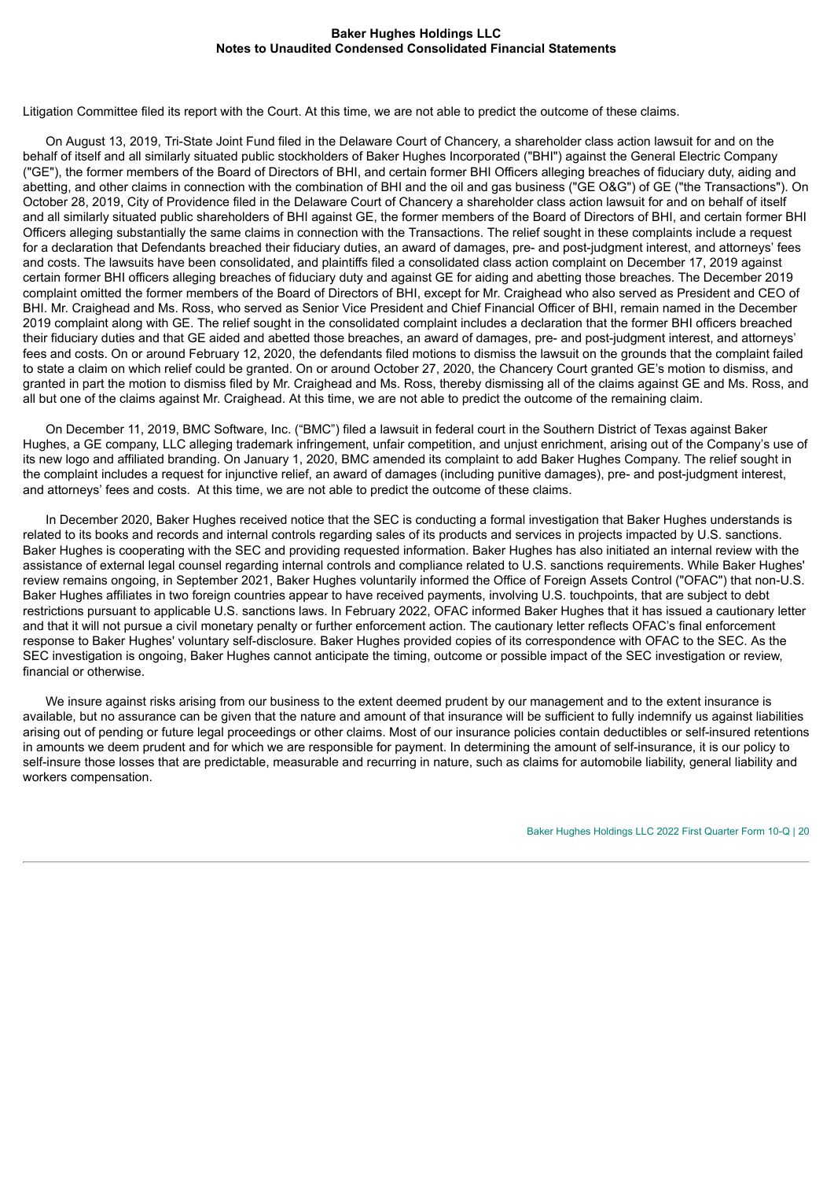Litigation Committee filed its report with the Court. At this time, we are not able to predict the outcome of these claims.

On August 13, 2019, Tri-State Joint Fund filed in the Delaware Court of Chancery, a shareholder class action lawsuit for and on the behalf of itself and all similarly situated public stockholders of Baker Hughes Incorporated ("BHI") against the General Electric Company ("GE"), the former members of the Board of Directors of BHI, and certain former BHI Officers alleging breaches of fiduciary duty, aiding and abetting, and other claims in connection with the combination of BHI and the oil and gas business ("GE O&G") of GE ("the Transactions"). On October 28, 2019, City of Providence filed in the Delaware Court of Chancery a shareholder class action lawsuit for and on behalf of itself and all similarly situated public shareholders of BHI against GE, the former members of the Board of Directors of BHI, and certain former BHI Officers alleging substantially the same claims in connection with the Transactions. The relief sought in these complaints include a request for a declaration that Defendants breached their fiduciary duties, an award of damages, pre- and post-judgment interest, and attorneys' fees and costs. The lawsuits have been consolidated, and plaintiffs filed a consolidated class action complaint on December 17, 2019 against certain former BHI officers alleging breaches of fiduciary duty and against GE for aiding and abetting those breaches. The December 2019 complaint omitted the former members of the Board of Directors of BHI, except for Mr. Craighead who also served as President and CEO of BHI. Mr. Craighead and Ms. Ross, who served as Senior Vice President and Chief Financial Officer of BHI, remain named in the December 2019 complaint along with GE. The relief sought in the consolidated complaint includes a declaration that the former BHI officers breached their fiduciary duties and that GE aided and abetted those breaches, an award of damages, pre- and post-judgment interest, and attorneys' fees and costs. On or around February 12, 2020, the defendants filed motions to dismiss the lawsuit on the grounds that the complaint failed to state a claim on which relief could be granted. On or around October 27, 2020, the Chancery Court granted GE's motion to dismiss, and granted in part the motion to dismiss filed by Mr. Craighead and Ms. Ross, thereby dismissing all of the claims against GE and Ms. Ross, and all but one of the claims against Mr. Craighead. At this time, we are not able to predict the outcome of the remaining claim.

On December 11, 2019, BMC Software, Inc. ("BMC") filed a lawsuit in federal court in the Southern District of Texas against Baker Hughes, a GE company, LLC alleging trademark infringement, unfair competition, and unjust enrichment, arising out of the Company's use of its new logo and affiliated branding. On January 1, 2020, BMC amended its complaint to add Baker Hughes Company. The relief sought in the complaint includes a request for injunctive relief, an award of damages (including punitive damages), pre- and post-judgment interest, and attorneys' fees and costs. At this time, we are not able to predict the outcome of these claims.

In December 2020, Baker Hughes received notice that the SEC is conducting a formal investigation that Baker Hughes understands is related to its books and records and internal controls regarding sales of its products and services in projects impacted by U.S. sanctions. Baker Hughes is cooperating with the SEC and providing requested information. Baker Hughes has also initiated an internal review with the assistance of external legal counsel regarding internal controls and compliance related to U.S. sanctions requirements. While Baker Hughes' review remains ongoing, in September 2021, Baker Hughes voluntarily informed the Office of Foreign Assets Control ("OFAC") that non-U.S. Baker Hughes affiliates in two foreign countries appear to have received payments, involving U.S. touchpoints, that are subject to debt restrictions pursuant to applicable U.S. sanctions laws. In February 2022, OFAC informed Baker Hughes that it has issued a cautionary letter and that it will not pursue a civil monetary penalty or further enforcement action. The cautionary letter reflects OFAC's final enforcement response to Baker Hughes' voluntary self-disclosure. Baker Hughes provided copies of its correspondence with OFAC to the SEC. As the SEC investigation is ongoing, Baker Hughes cannot anticipate the timing, outcome or possible impact of the SEC investigation or review, financial or otherwise.

We insure against risks arising from our business to the extent deemed prudent by our management and to the extent insurance is available, but no assurance can be given that the nature and amount of that insurance will be sufficient to fully indemnify us against liabilities arising out of pending or future legal proceedings or other claims. Most of our insurance policies contain deductibles or self-insured retentions in amounts we deem prudent and for which we are responsible for payment. In determining the amount of self-insurance, it is our policy to self-insure those losses that are predictable, measurable and recurring in nature, such as claims for automobile liability, general liability and workers compensation.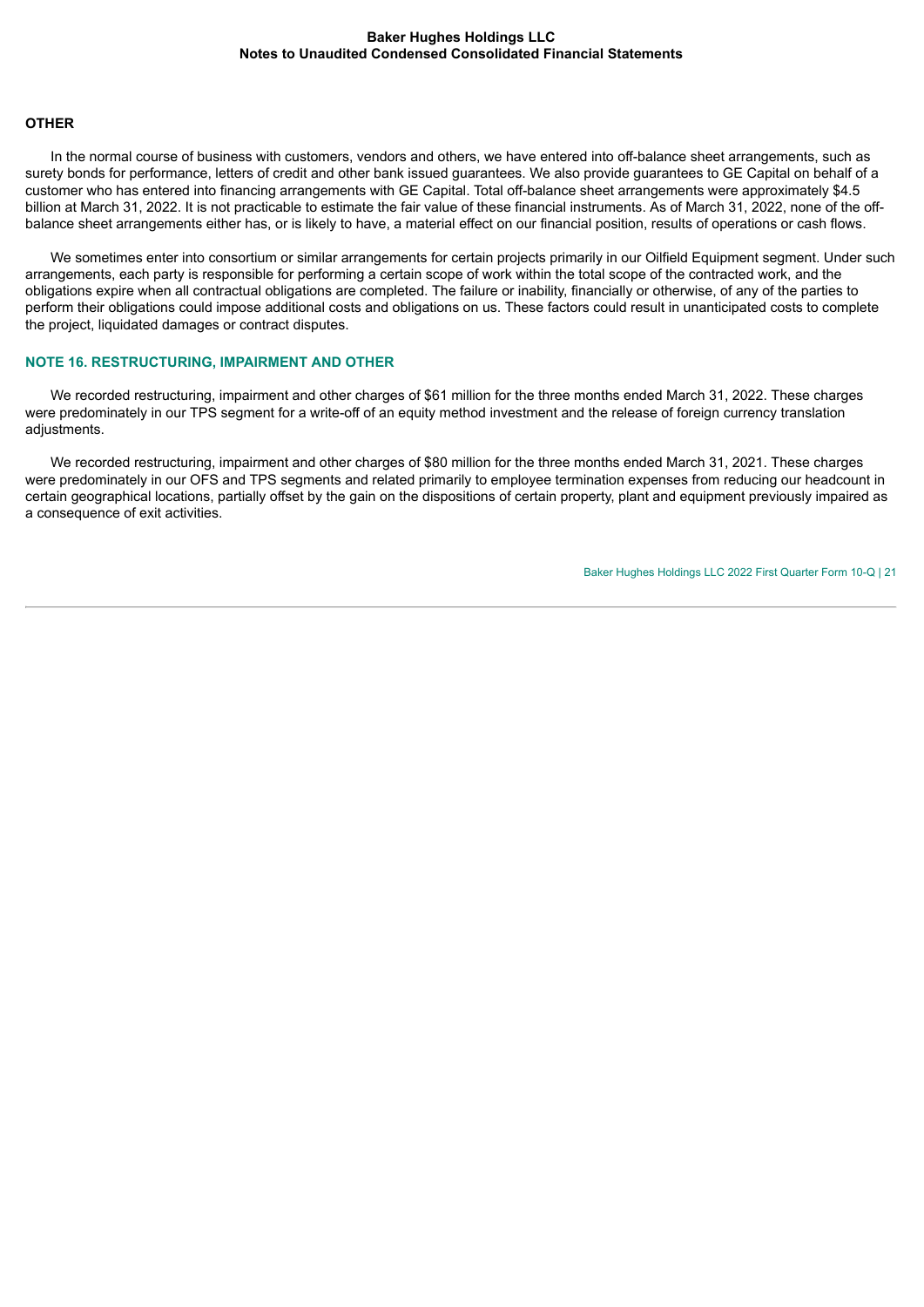## OTHER

In the normal course of business with customers, vendors and others, we have entered into off-balance sheet arrangements, such as surety bonds for performance, letters of credit and other bank issued guarantees. We also provide guarantees to GE Capital on behalf of a customer who has entered into financing arrangements with GE Capital. Total off-balance sheet arrangements were approximately $4.5 billion at March 31, 2022. It is not practicable to estimate the fair value of these financial instruments. As of March 31, 2022, none of the off-balance sheet arrangements either has, or is likely to have, a material effect on our financial position, results of operations or cash flows.

We sometimes enter into consortium or similar arrangements for certain projects primarily in our Oilfield Equipment segment. Under such arrangements, each party is responsible for performing a certain scope of work within the total scope of the contracted work, and the obligations expire when all contractual obligations are completed. The failure or inability, financially or otherwise, of any of the parties to perform their obligations could impose additional costs and obligations on us. These factors could result in unanticipated costs to complete the project, liquidated damages or contract disputes.

## NOTE 16. RESTRUCTURING, IMPAIRMENT AND OTHER

We recorded restructuring, impairment and other charges of $61 million for the three months ended March 31, 2022. These charges were predominately in our TPS segment for a write-off of an equity method investment and the release of foreign currency translation adjustments.

We recorded restructuring, impairment and other charges of $80 million for the three months ended March 31, 2021. These charges were predominately in our OFS and TPS segments and related primarily to employee termination expenses from reducing our headcount in certain geographical locations, partially offset by the gain on the dispositions of certain property, plant and equipment previously impaired as a consequence of exit activities.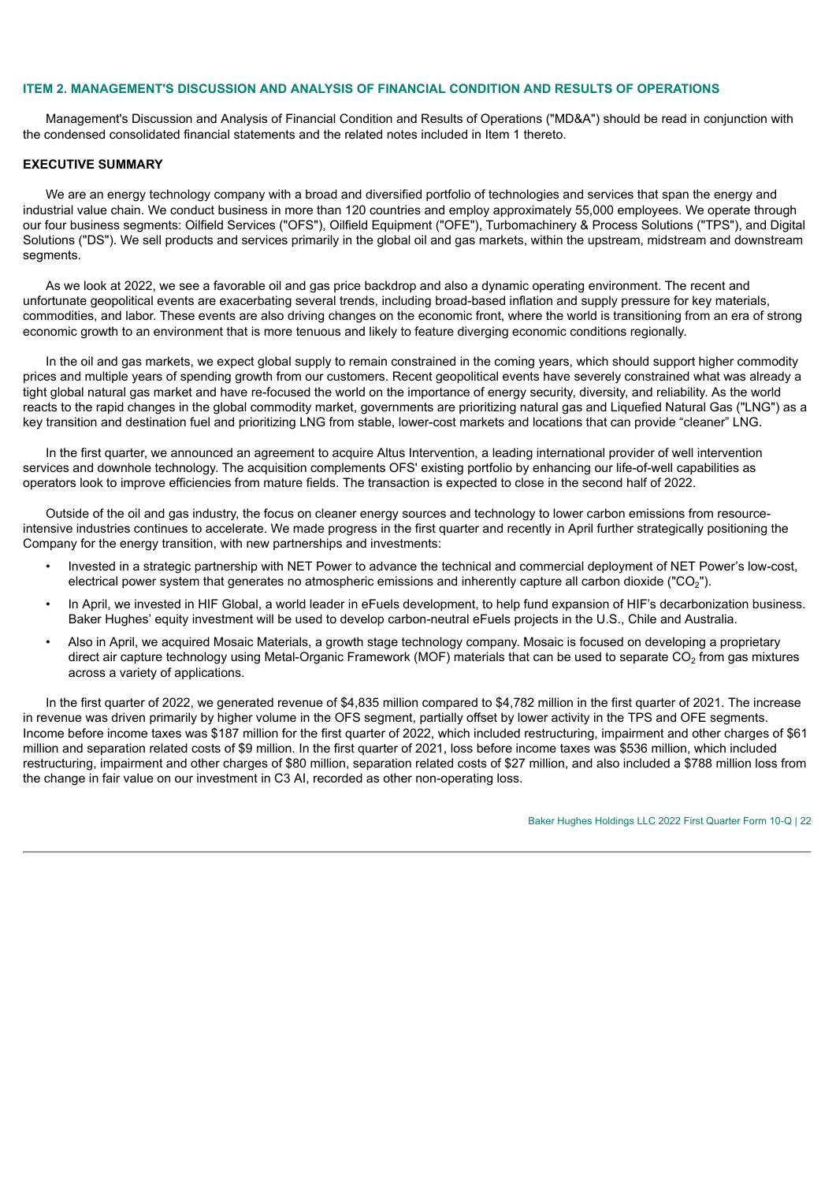## ITEM 2. MANAGEMENT'S DISCUSSION AND ANALYSIS OF FINANCIAL CONDITION AND RESULTS OF OPERATIONS

Management's Discussion and Analysis of Financial Condition and Results of Operations ("MD&A") should be read in conjunction with the condensed consolidated financial statements and the related notes included in Item 1 thereto.

### EXECUTIVE SUMMARY

We are an energy technology company with a broad and diversified portfolio of technologies and services that span the energy and industrial value chain. We conduct business in more than 120 countries and employ approximately 55,000 employees. We operate through our four business segments: Oilfield Services ("OFS"), Oilfield Equipment ("OFE"), Turbomachinery & Process Solutions ("TPS"), and Digital Solutions ("DS"). We sell products and services primarily in the global oil and gas markets, within the upstream, midstream and downstream segments.

As we look at 2022, we see a favorable oil and gas price backdrop and also a dynamic operating environment. The recent and unfortunate geopolitical events are exacerbating several trends, including broad-based inflation and supply pressure for key materials, commodities, and labor. These events are also driving changes on the economic front, where the world is transitioning from an era of strong economic growth to an environment that is more tenuous and likely to feature diverging economic conditions regionally.

In the oil and gas markets, we expect global supply to remain constrained in the coming years, which should support higher commodity prices and multiple years of spending growth from our customers. Recent geopolitical events have severely constrained what was already a tight global natural gas market and have re-focused the world on the importance of energy security, diversity, and reliability. As the world reacts to the rapid changes in the global commodity market, governments are prioritizing natural gas and Liquefied Natural Gas ("LNG") as a key transition and destination fuel and prioritizing LNG from stable, lower-cost markets and locations that can provide “cleaner” LNG.

In the first quarter, we announced an agreement to acquire Altus Intervention, a leading international provider of well intervention services and downhole technology. The acquisition complements OFS' existing portfolio by enhancing our life-of-well capabilities as operators look to improve efficiencies from mature fields. The transaction is expected to close in the second half of 2022.

Outside of the oil and gas industry, the focus on cleaner energy sources and technology to lower carbon emissions from resource-intensive industries continues to accelerate. We made progress in the first quarter and recently in April further strategically positioning the Company for the energy transition, with new partnerships and investments:

- Invested in a strategic partnership with NET Power to advance the technical and commercial deployment of NET Power’s low-cost, electrical power system that generates no atmospheric emissions and inherently capture all carbon dioxide ("$CO_2$").
- In April, we invested in HIF Global, a world leader in eFuels development, to help fund expansion of HIF’s decarbonization business. Baker Hughes’ equity investment will be used to develop carbon-neutral eFuels projects in the U.S., Chile and Australia.
- Also in April, we acquired Mosaic Materials, a growth stage technology company. Mosaic is focused on developing a proprietary direct air capture technology using Metal-Organic Framework (MOF) materials that can be used to separate $CO_2$ from gas mixtures across a variety of applications.

In the first quarter of 2022, we generated revenue of $4,835 million compared to $4,782 million in the first quarter of 2021. The increase in revenue was driven primarily by higher volume in the OFS segment, partially offset by lower activity in the TPS and OFE segments. Income before income taxes was $187 million for the first quarter of 2022, which included restructuring, impairment and other charges of $61 million and separation related costs of $9 million. In the first quarter of 2021, loss before income taxes was $536 million, which included restructuring, impairment and other charges of $80 million, separation related costs of $27 million, and also included a $788 million loss from the change in fair value on our investment in C3 AI, recorded as other non-operating loss.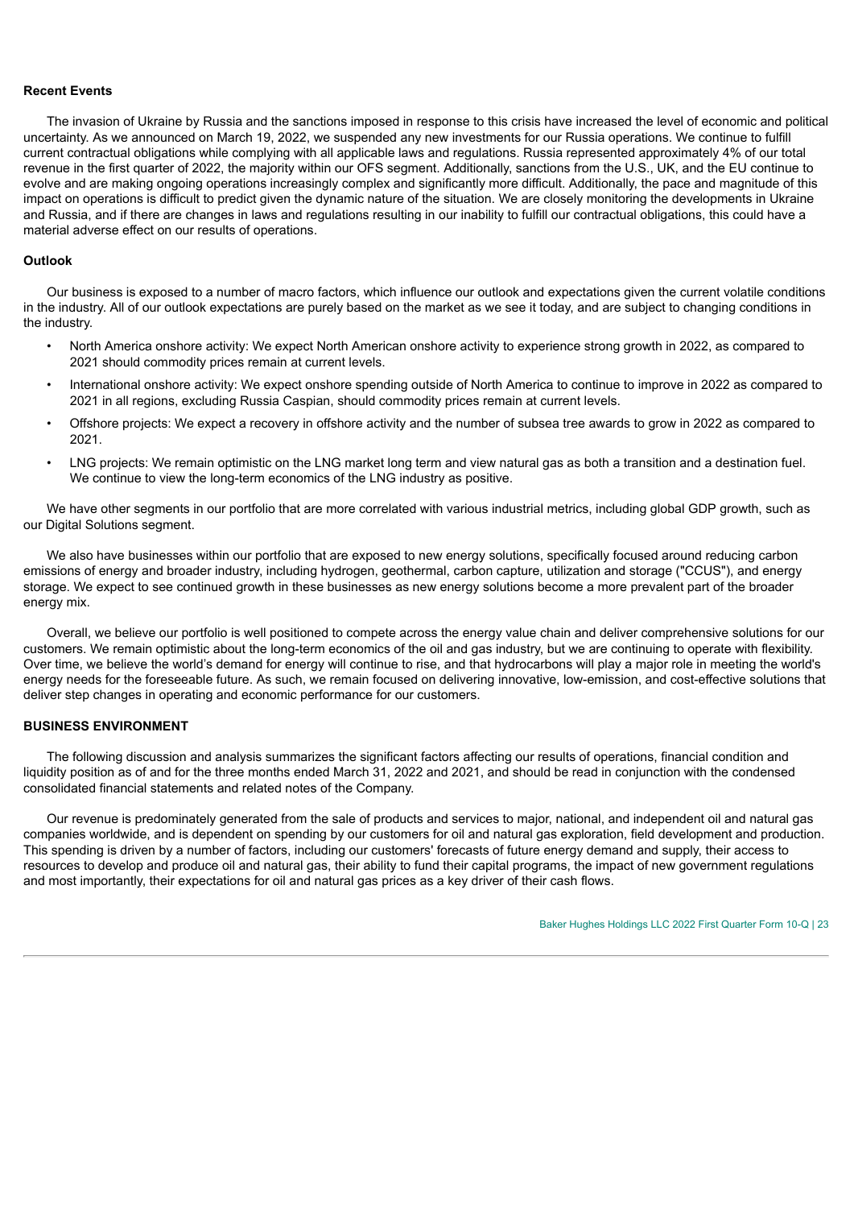**Recent Events**

The invasion of Ukraine by Russia and the sanctions imposed in response to this crisis have increased the level of economic and political uncertainty. As we announced on March 19, 2022, we suspended any new investments for our Russia operations. We continue to fulfill current contractual obligations while complying with all applicable laws and regulations. Russia represented approximately 4% of our total revenue in the first quarter of 2022, the majority within our OFS segment. Additionally, sanctions from the U.S., UK, and the EU continue to evolve and are making ongoing operations increasingly complex and significantly more difficult. Additionally, the pace and magnitude of this impact on operations is difficult to predict given the dynamic nature of the situation. We are closely monitoring the developments in Ukraine and Russia, and if there are changes in laws and regulations resulting in our inability to fulfill our contractual obligations, this could have a material adverse effect on our results of operations.

**Outlook**

Our business is exposed to a number of macro factors, which influence our outlook and expectations given the current volatile conditions in the industry. All of our outlook expectations are purely based on the market as we see it today, and are subject to changing conditions in the industry.

- North America onshore activity: We expect North American onshore activity to experience strong growth in 2022, as compared to 2021 should commodity prices remain at current levels.
- International onshore activity: We expect onshore spending outside of North America to continue to improve in 2022 as compared to 2021 in all regions, excluding Russia Caspian, should commodity prices remain at current levels.
- Offshore projects: We expect a recovery in offshore activity and the number of subsea tree awards to grow in 2022 as compared to 2021.
- LNG projects: We remain optimistic on the LNG market long term and view natural gas as both a transition and a destination fuel. We continue to view the long-term economics of the LNG industry as positive.

We have other segments in our portfolio that are more correlated with various industrial metrics, including global GDP growth, such as our Digital Solutions segment.

We also have businesses within our portfolio that are exposed to new energy solutions, specifically focused around reducing carbon emissions of energy and broader industry, including hydrogen, geothermal, carbon capture, utilization and storage ("CCUS"), and energy storage. We expect to see continued growth in these businesses as new energy solutions become a more prevalent part of the broader energy mix.

Overall, we believe our portfolio is well positioned to compete across the energy value chain and deliver comprehensive solutions for our customers. We remain optimistic about the long-term economics of the oil and gas industry, but we are continuing to operate with flexibility. Over time, we believe the world's demand for energy will continue to rise, and that hydrocarbons will play a major role in meeting the world's energy needs for the foreseeable future. As such, we remain focused on delivering innovative, low-emission, and cost-effective solutions that deliver step changes in operating and economic performance for our customers.

**BUSINESS ENVIRONMENT**

The following discussion and analysis summarizes the significant factors affecting our results of operations, financial condition and liquidity position as of and for the three months ended March 31, 2022 and 2021, and should be read in conjunction with the condensed consolidated financial statements and related notes of the Company.

Our revenue is predominately generated from the sale of products and services to major, national, and independent oil and natural gas companies worldwide, and is dependent on spending by our customers for oil and natural gas exploration, field development and production. This spending is driven by a number of factors, including our customers' forecasts of future energy demand and supply, their access to resources to develop and produce oil and natural gas, their ability to fund their capital programs, the impact of new government regulations and most importantly, their expectations for oil and natural gas prices as a key driver of their cash flows.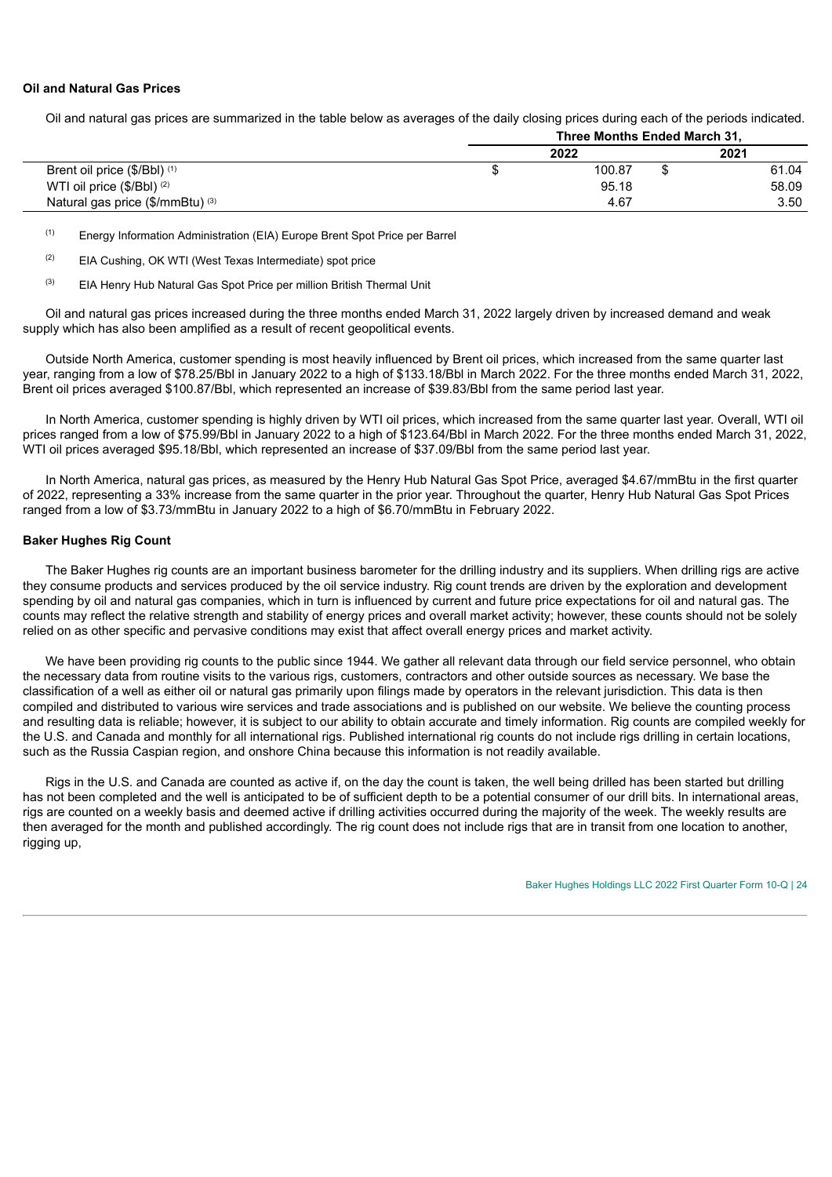### Oil and Natural Gas Prices

Oil and natural gas prices are summarized in the table below as averages of the daily closing prices during each of the periods indicated.

| | Three Months Ended March 31, | |
|---|---|---|
| | 2022 | 2021 |
| Brent oil price ($/Bbl) [1] | $ 100.87 | $ 61.04 |
| WTI oil price ($/Bbl) [2] | 95.18 | 58.09 |
| Natural gas price ($/mmBtu) [3] | 4.67 | 3.50 |

[1] Energy Information Administration (EIA) Europe Brent Spot Price per Barrel

[2] EIA Cushing, OK WTI (West Texas Intermediate) spot price

[3] EIA Henry Hub Natural Gas Spot Price per million British Thermal Unit

Oil and natural gas prices increased during the three months ended March 31, 2022 largely driven by increased demand and weak supply which has also been amplified as a result of recent geopolitical events.

Outside North America, customer spending is most heavily influenced by Brent oil prices, which increased from the same quarter last year, ranging from a low of $78.25/Bbl in January 2022 to a high of $133.18/Bbl in March 2022. For the three months ended March 31, 2022, Brent oil prices averaged $100.87/Bbl, which represented an increase of $39.83/Bbl from the same period last year.

In North America, customer spending is highly driven by WTI oil prices, which increased from the same quarter last year. Overall, WTI oil prices ranged from a low of $75.99/Bbl in January 2022 to a high of $123.64/Bbl in March 2022. For the three months ended March 31, 2022, WTI oil prices averaged $95.18/Bbl, which represented an increase of $37.09/Bbl from the same period last year.

In North America, natural gas prices, as measured by the Henry Hub Natural Gas Spot Price, averaged $4.67/mmBtu in the first quarter of 2022, representing a 33% increase from the same quarter in the prior year. Throughout the quarter, Henry Hub Natural Gas Spot Prices ranged from a low of $3.73/mmBtu in January 2022 to a high of $6.70/mmBtu in February 2022.

### Baker Hughes Rig Count

The Baker Hughes rig counts are an important business barometer for the drilling industry and its suppliers. When drilling rigs are active they consume products and services produced by the oil service industry. Rig count trends are driven by the exploration and development spending by oil and natural gas companies, which in turn is influenced by current and future price expectations for oil and natural gas. The counts may reflect the relative strength and stability of energy prices and overall market activity; however, these counts should not be solely relied on as other specific and pervasive conditions may exist that affect overall energy prices and market activity.

We have been providing rig counts to the public since 1944. We gather all relevant data through our field service personnel, who obtain the necessary data from routine visits to the various rigs, customers, contractors and other outside sources as necessary. We base the classification of a well as either oil or natural gas primarily upon filings made by operators in the relevant jurisdiction. This data is then compiled and distributed to various wire services and trade associations and is published on our website. We believe the counting process and resulting data is reliable; however, it is subject to our ability to obtain accurate and timely information. Rig counts are compiled weekly for the U.S. and Canada and monthly for all international rigs. Published international rig counts do not include rigs drilling in certain locations, such as the Russia Caspian region, and onshore China because this information is not readily available.

Rigs in the U.S. and Canada are counted as active if, on the day the count is taken, the well being drilled has been started but drilling has not been completed and the well is anticipated to be of sufficient depth to be a potential consumer of our drill bits. In international areas, rigs are counted on a weekly basis and deemed active if drilling activities occurred during the majority of the week. The weekly results are then averaged for the month and published accordingly. The rig count does not include rigs that are in transit from one location to another, rigging up,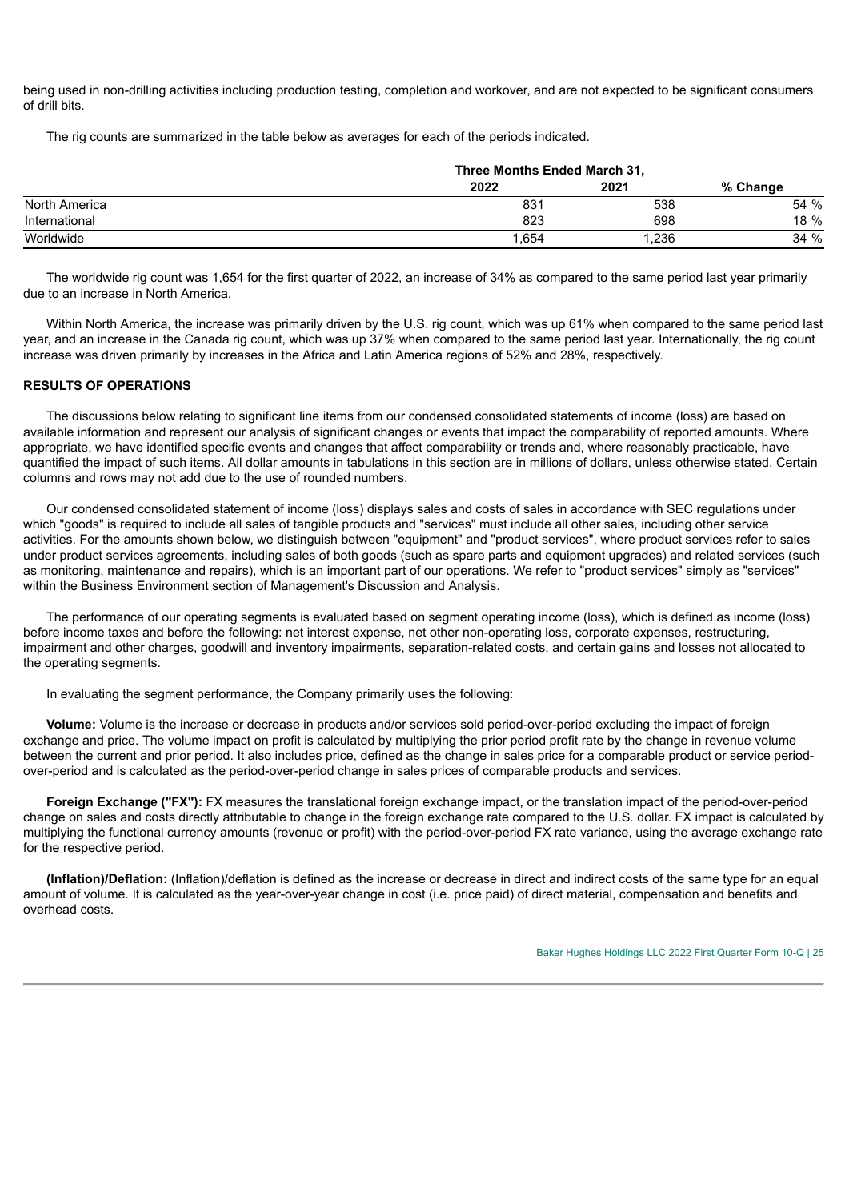being used in non-drilling activities including production testing, completion and workover, and are not expected to be significant consumers of drill bits.

The rig counts are summarized in the table below as averages for each of the periods indicated.

| | Three Months Ended March 31, | | |
|---|---|---|---|
| | 2022 | 2021 | % Change |
| North America | 831 | 538 | 54 % |
| International | 823 | 698 | 18 % |
| Worldwide | 1,654 | 1,236 | 34 % |

The worldwide rig count was 1,654 for the first quarter of 2022, an increase of 34% as compared to the same period last year primarily due to an increase in North America.

Within North America, the increase was primarily driven by the U.S. rig count, which was up 61% when compared to the same period last year, and an increase in the Canada rig count, which was up 37% when compared to the same period last year. Internationally, the rig count increase was driven primarily by increases in the Africa and Latin America regions of 52% and 28%, respectively.

## RESULTS OF OPERATIONS

The discussions below relating to significant line items from our condensed consolidated statements of income (loss) are based on available information and represent our analysis of significant changes or events that impact the comparability of reported amounts. Where appropriate, we have identified specific events and changes that affect comparability or trends and, where reasonably practicable, have quantified the impact of such items. All dollar amounts in tabulations in this section are in millions of dollars, unless otherwise stated. Certain columns and rows may not add due to the use of rounded numbers.

Our condensed consolidated statement of income (loss) displays sales and costs of sales in accordance with SEC regulations under which "goods" is required to include all sales of tangible products and "services" must include all other sales, including other service activities. For the amounts shown below, we distinguish between "equipment" and "product services", where product services refer to sales under product services agreements, including sales of both goods (such as spare parts and equipment upgrades) and related services (such as monitoring, maintenance and repairs), which is an important part of our operations. We refer to "product services" simply as "services" within the Business Environment section of Management's Discussion and Analysis.

The performance of our operating segments is evaluated based on segment operating income (loss), which is defined as income (loss) before income taxes and before the following: net interest expense, net other non-operating loss, corporate expenses, restructuring, impairment and other charges, goodwill and inventory impairments, separation-related costs, and certain gains and losses not allocated to the operating segments.

In evaluating the segment performance, the Company primarily uses the following:

**Volume:** Volume is the increase or decrease in products and/or services sold period-over-period excluding the impact of foreign exchange and price. The volume impact on profit is calculated by multiplying the prior period profit rate by the change in revenue volume between the current and prior period. It also includes price, defined as the change in sales price for a comparable product or service period-over-period and is calculated as the period-over-period change in sales prices of comparable products and services.

**Foreign Exchange ("FX"):** FX measures the translational foreign exchange impact, or the translation impact of the period-over-period change on sales and costs directly attributable to change in the foreign exchange rate compared to the U.S. dollar. FX impact is calculated by multiplying the functional currency amounts (revenue or profit) with the period-over-period FX rate variance, using the average exchange rate for the respective period.

**(Inflation)/Deflation:** (Inflation)/deflation is defined as the increase or decrease in direct and indirect costs of the same type for an equal amount of volume. It is calculated as the year-over-year change in cost (i.e. price paid) of direct material, compensation and benefits and overhead costs.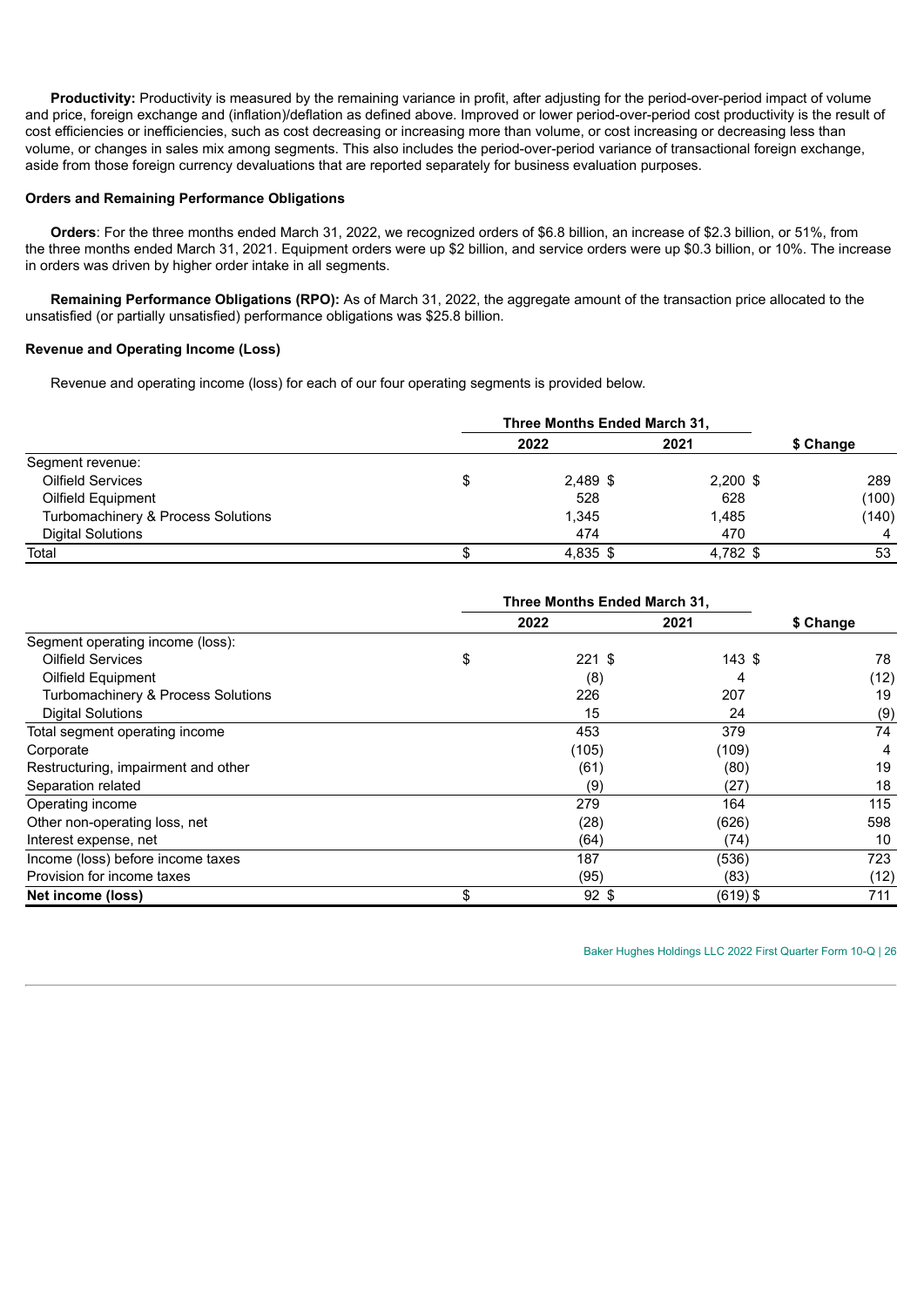**Productivity:** Productivity is measured by the remaining variance in profit, after adjusting for the period-over-period impact of volume and price, foreign exchange and (inflation)/deflation as defined above. Improved or lower period-over-period cost productivity is the result of cost efficiencies or inefficiencies, such as cost decreasing or increasing more than volume, or cost increasing or decreasing less than volume, or changes in sales mix among segments. This also includes the period-over-period variance of transactional foreign exchange, aside from those foreign currency devaluations that are reported separately for business evaluation purposes.

### Orders and Remaining Performance Obligations

**Orders**: For the three months ended March 31, 2022, we recognized orders of $6.8 billion, an increase of $2.3 billion, or 51%, from the three months ended March 31, 2021. Equipment orders were up $2 billion, and service orders were up $0.3 billion, or 10%. The increase in orders was driven by higher order intake in all segments.

**Remaining Performance Obligations (RPO):** As of March 31, 2022, the aggregate amount of the transaction price allocated to the unsatisfied (or partially unsatisfied) performance obligations was $25.8 billion.

### Revenue and Operating Income (Loss)

Revenue and operating income (loss) for each of our four operating segments is provided below.

| | Three Months Ended March 31, | | |
|---|---|---|---|
| | 2022 | 2021 | $ Change |
| Segment revenue: | | | |
| Oilfield Services | $ 2,489 | $ 2,200 | $ 289 |
| Oilfield Equipment | 528 | 628 | (100) |
| Turbomachinery & Process Solutions | 1,345 | 1,485 | (140) |
| Digital Solutions | 474 | 470 | 4 |
| Total | $ 4,835 | $ 4,782 | $ 53 |

| | Three Months Ended March 31, | | |
|---|---|---|---|
| | 2022 | 2021 | $ Change |
| Segment operating income (loss): | | | |
| Oilfield Services | $ 221 | $ 143 | $ 78 |
| Oilfield Equipment | (8) | 4 | (12) |
| Turbomachinery & Process Solutions | 226 | 207 | 19 |
| Digital Solutions | 15 | 24 | (9) |
| Total segment operating income | 453 | 379 | 74 |
| Corporate | (105) | (109) | 4 |
| Restructuring, impairment and other | (61) | (80) | 19 |
| Separation related | (9) | (27) | 18 |
| Operating income | 279 | 164 | 115 |
| Other non-operating loss, net | (28) | (626) | 598 |
| Interest expense, net | (64) | (74) | 10 |
| Income (loss) before income taxes | 187 | (536) | 723 |
| Provision for income taxes | (95) | (83) | (12) |
| **Net income (loss)** | **$ 92** | **$ (619)** | **$ 711** |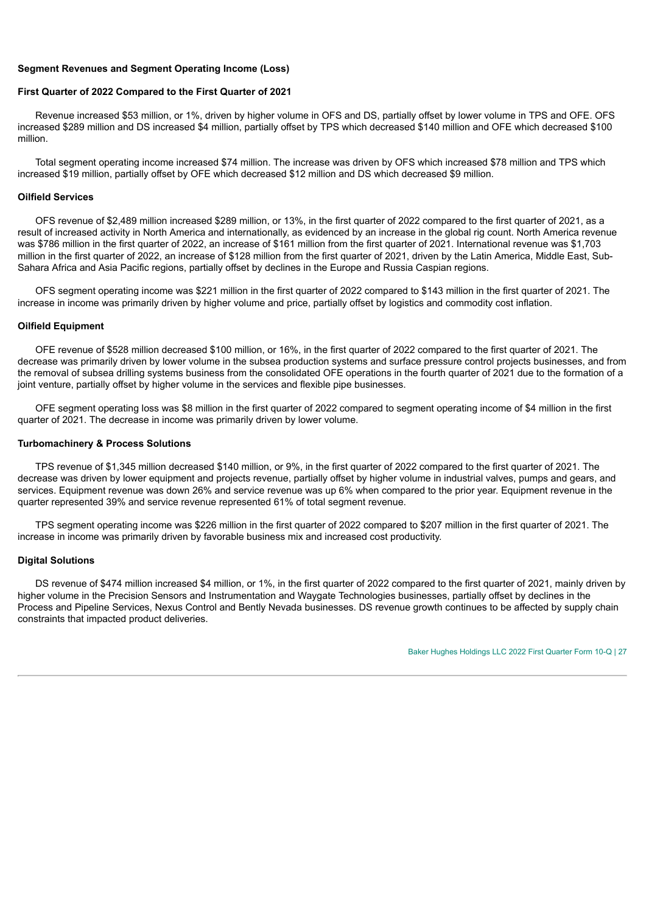### Segment Revenues and Segment Operating Income (Loss)

#### First Quarter of 2022 Compared to the First Quarter of 2021

Revenue increased $53 million, or 1%, driven by higher volume in OFS and DS, partially offset by lower volume in TPS and OFE. OFS increased $289 million and DS increased $4 million, partially offset by TPS which decreased $140 million and OFE which decreased $100 million.

Total segment operating income increased $74 million. The increase was driven by OFS which increased $78 million and TPS which increased $19 million, partially offset by OFE which decreased $12 million and DS which decreased $9 million.

#### Oilfield Services

OFS revenue of $2,489 million increased $289 million, or 13%, in the first quarter of 2022 compared to the first quarter of 2021, as a result of increased activity in North America and internationally, as evidenced by an increase in the global rig count. North America revenue was $786 million in the first quarter of 2022, an increase of $161 million from the first quarter of 2021. International revenue was $1,703 million in the first quarter of 2022, an increase of $128 million from the first quarter of 2021, driven by the Latin America, Middle East, Sub-Sahara Africa and Asia Pacific regions, partially offset by declines in the Europe and Russia Caspian regions.

OFS segment operating income was $221 million in the first quarter of 2022 compared to $143 million in the first quarter of 2021. The increase in income was primarily driven by higher volume and price, partially offset by logistics and commodity cost inflation.

#### Oilfield Equipment

OFE revenue of $528 million decreased $100 million, or 16%, in the first quarter of 2022 compared to the first quarter of 2021. The decrease was primarily driven by lower volume in the subsea production systems and surface pressure control projects businesses, and from the removal of subsea drilling systems business from the consolidated OFE operations in the fourth quarter of 2021 due to the formation of a joint venture, partially offset by higher volume in the services and flexible pipe businesses.

OFE segment operating loss was $8 million in the first quarter of 2022 compared to segment operating income of $4 million in the first quarter of 2021. The decrease in income was primarily driven by lower volume.

#### Turbomachinery & Process Solutions

TPS revenue of $1,345 million decreased $140 million, or 9%, in the first quarter of 2022 compared to the first quarter of 2021. The decrease was driven by lower equipment and projects revenue, partially offset by higher volume in industrial valves, pumps and gears, and services. Equipment revenue was down 26% and service revenue was up 6% when compared to the prior year. Equipment revenue in the quarter represented 39% and service revenue represented 61% of total segment revenue.

TPS segment operating income was $226 million in the first quarter of 2022 compared to $207 million in the first quarter of 2021. The increase in income was primarily driven by favorable business mix and increased cost productivity.

#### Digital Solutions

DS revenue of $474 million increased $4 million, or 1%, in the first quarter of 2022 compared to the first quarter of 2021, mainly driven by higher volume in the Precision Sensors and Instrumentation and Waygate Technologies businesses, partially offset by declines in the Process and Pipeline Services, Nexus Control and Bently Nevada businesses. DS revenue growth continues to be affected by supply chain constraints that impacted product deliveries.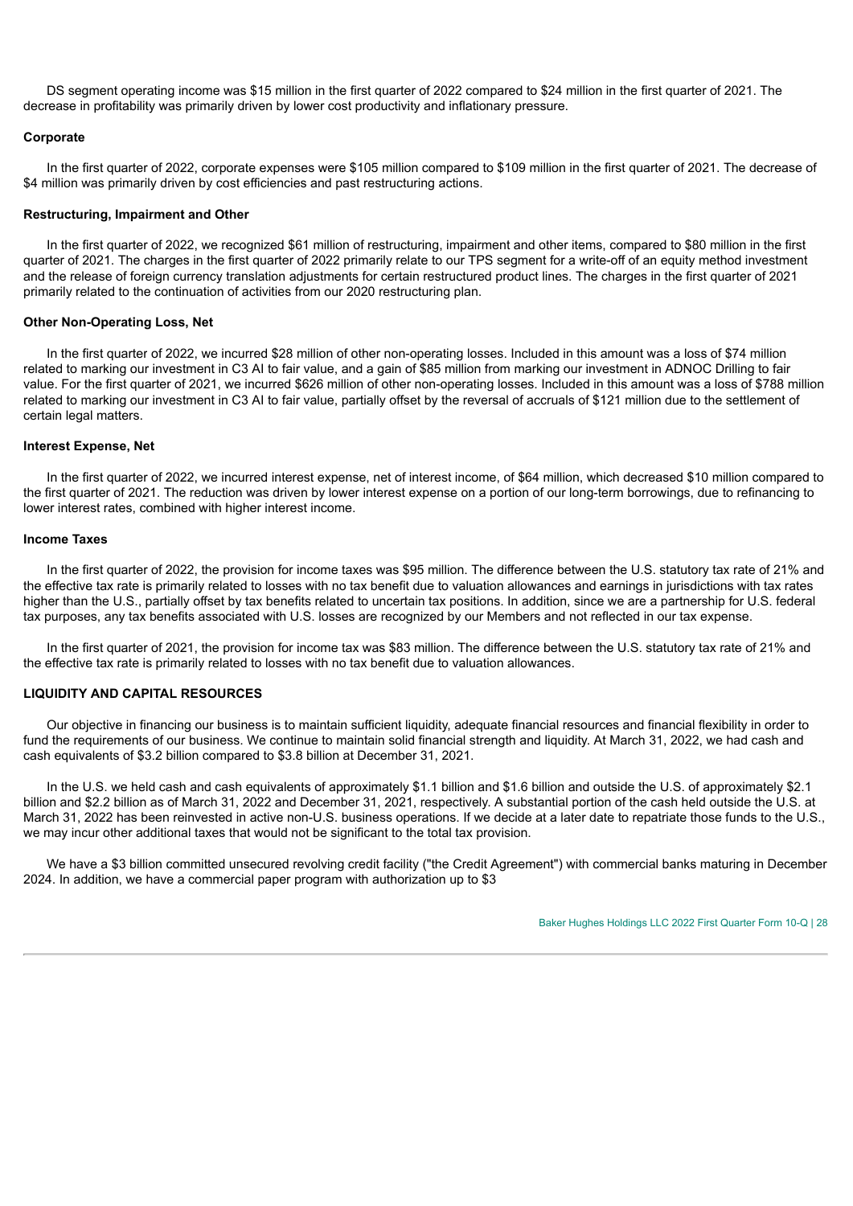DS segment operating income was $15 million in the first quarter of 2022 compared to $24 million in the first quarter of 2021. The decrease in profitability was primarily driven by lower cost productivity and inflationary pressure.

**Corporate**

In the first quarter of 2022, corporate expenses were $105 million compared to $109 million in the first quarter of 2021. The decrease of $4 million was primarily driven by cost efficiencies and past restructuring actions.

**Restructuring, Impairment and Other**

In the first quarter of 2022, we recognized $61 million of restructuring, impairment and other items, compared to $80 million in the first quarter of 2021. The charges in the first quarter of 2022 primarily relate to our TPS segment for a write-off of an equity method investment and the release of foreign currency translation adjustments for certain restructured product lines. The charges in the first quarter of 2021 primarily related to the continuation of activities from our 2020 restructuring plan.

**Other Non-Operating Loss, Net**

In the first quarter of 2022, we incurred $28 million of other non-operating losses. Included in this amount was a loss of $74 million related to marking our investment in C3 AI to fair value, and a gain of $85 million from marking our investment in ADNOC Drilling to fair value. For the first quarter of 2021, we incurred $626 million of other non-operating losses. Included in this amount was a loss of $788 million related to marking our investment in C3 AI to fair value, partially offset by the reversal of accruals of $121 million due to the settlement of certain legal matters.

**Interest Expense, Net**

In the first quarter of 2022, we incurred interest expense, net of interest income, of $64 million, which decreased $10 million compared to the first quarter of 2021. The reduction was driven by lower interest expense on a portion of our long-term borrowings, due to refinancing to lower interest rates, combined with higher interest income.

**Income Taxes**

In the first quarter of 2022, the provision for income taxes was $95 million. The difference between the U.S. statutory tax rate of 21% and the effective tax rate is primarily related to losses with no tax benefit due to valuation allowances and earnings in jurisdictions with tax rates higher than the U.S., partially offset by tax benefits related to uncertain tax positions. In addition, since we are a partnership for U.S. federal tax purposes, any tax benefits associated with U.S. losses are recognized by our Members and not reflected in our tax expense.

In the first quarter of 2021, the provision for income tax was $83 million. The difference between the U.S. statutory tax rate of 21% and the effective tax rate is primarily related to losses with no tax benefit due to valuation allowances.

## LIQUIDITY AND CAPITAL RESOURCES

Our objective in financing our business is to maintain sufficient liquidity, adequate financial resources and financial flexibility in order to fund the requirements of our business. We continue to maintain solid financial strength and liquidity. At March 31, 2022, we had cash and cash equivalents of $3.2 billion compared to $3.8 billion at December 31, 2021.

In the U.S. we held cash and cash equivalents of approximately $1.1 billion and $1.6 billion and outside the U.S. of approximately $2.1 billion and $2.2 billion as of March 31, 2022 and December 31, 2021, respectively. A substantial portion of the cash held outside the U.S. at March 31, 2022 has been reinvested in active non-U.S. business operations. If we decide at a later date to repatriate those funds to the U.S., we may incur other additional taxes that would not be significant to the total tax provision.

We have a $3 billion committed unsecured revolving credit facility ("the Credit Agreement") with commercial banks maturing in December 2024. In addition, we have a commercial paper program with authorization up to $3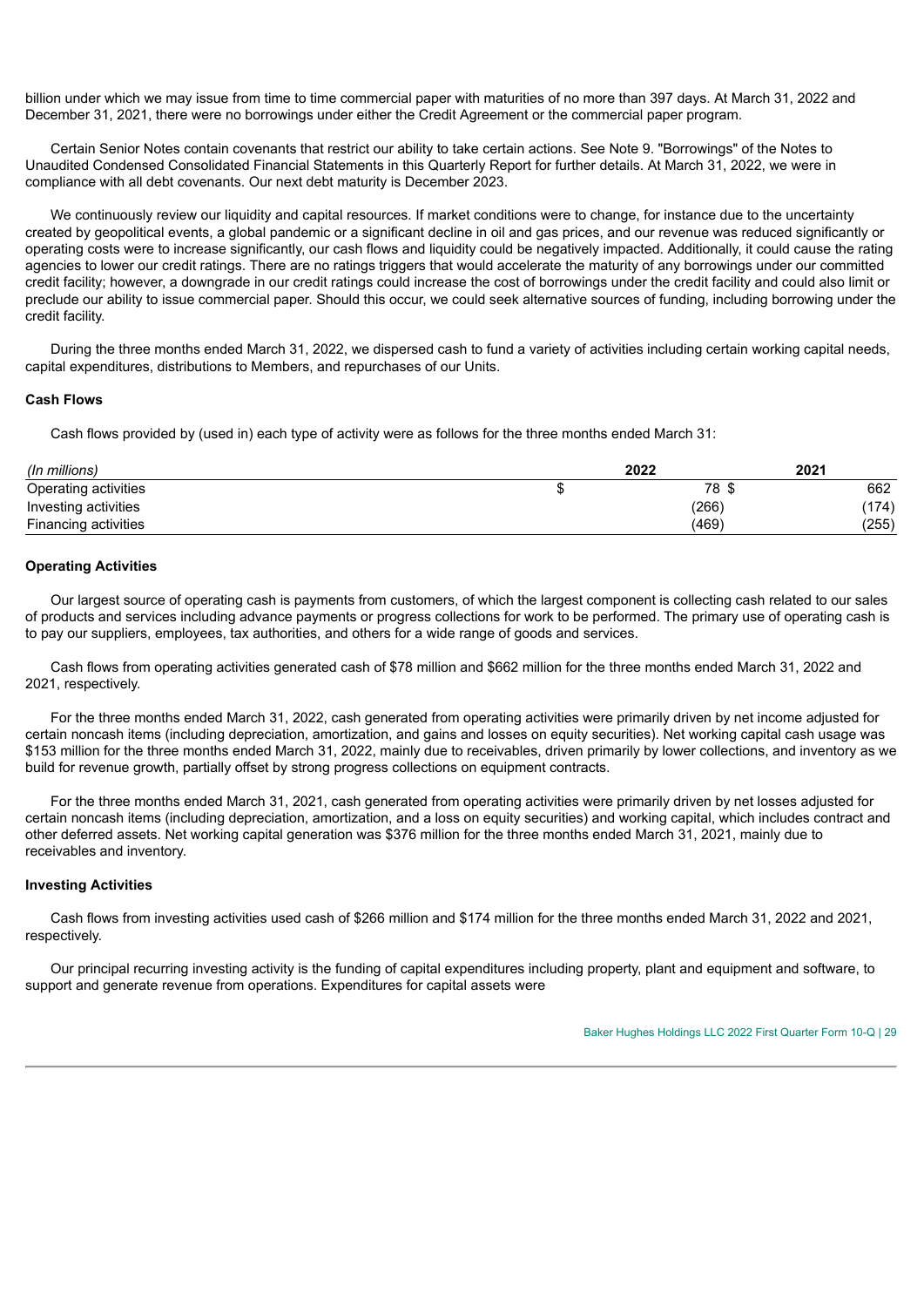billion under which we may issue from time to time commercial paper with maturities of no more than 397 days. At March 31, 2022 and December 31, 2021, there were no borrowings under either the Credit Agreement or the commercial paper program.

Certain Senior Notes contain covenants that restrict our ability to take certain actions. See Note 9. "Borrowings" of the Notes to Unaudited Condensed Consolidated Financial Statements in this Quarterly Report for further details. At March 31, 2022, we were in compliance with all debt covenants. Our next debt maturity is December 2023.

We continuously review our liquidity and capital resources. If market conditions were to change, for instance due to the uncertainty created by geopolitical events, a global pandemic or a significant decline in oil and gas prices, and our revenue was reduced significantly or operating costs were to increase significantly, our cash flows and liquidity could be negatively impacted. Additionally, it could cause the rating agencies to lower our credit ratings. There are no ratings triggers that would accelerate the maturity of any borrowings under our committed credit facility; however, a downgrade in our credit ratings could increase the cost of borrowings under the credit facility and could also limit or preclude our ability to issue commercial paper. Should this occur, we could seek alternative sources of funding, including borrowing under the credit facility.

During the three months ended March 31, 2022, we dispersed cash to fund a variety of activities including certain working capital needs, capital expenditures, distributions to Members, and repurchases of our Units.

**Cash Flows**

Cash flows provided by (used in) each type of activity were as follows for the three months ended March 31:

| *(In millions)* | 2022 | 2021 |
|---|---|---|
| Operating activities | $ 78 | $ 662 |
| Investing activities | (266) | (174) |
| Financing activities | (469) | (255) |

**Operating Activities**

Our largest source of operating cash is payments from customers, of which the largest component is collecting cash related to our sales of products and services including advance payments or progress collections for work to be performed. The primary use of operating cash is to pay our suppliers, employees, tax authorities, and others for a wide range of goods and services.

Cash flows from operating activities generated cash of $78 million and $662 million for the three months ended March 31, 2022 and 2021, respectively.

For the three months ended March 31, 2022, cash generated from operating activities were primarily driven by net income adjusted for certain noncash items (including depreciation, amortization, and gains and losses on equity securities). Net working capital cash usage was $153 million for the three months ended March 31, 2022, mainly due to receivables, driven primarily by lower collections, and inventory as we build for revenue growth, partially offset by strong progress collections on equipment contracts.

For the three months ended March 31, 2021, cash generated from operating activities were primarily driven by net losses adjusted for certain noncash items (including depreciation, amortization, and a loss on equity securities) and working capital, which includes contract and other deferred assets. Net working capital generation was $376 million for the three months ended March 31, 2021, mainly due to receivables and inventory.

**Investing Activities**

Cash flows from investing activities used cash of $266 million and $174 million for the three months ended March 31, 2022 and 2021, respectively.

Our principal recurring investing activity is the funding of capital expenditures including property, plant and equipment and software, to support and generate revenue from operations. Expenditures for capital assets were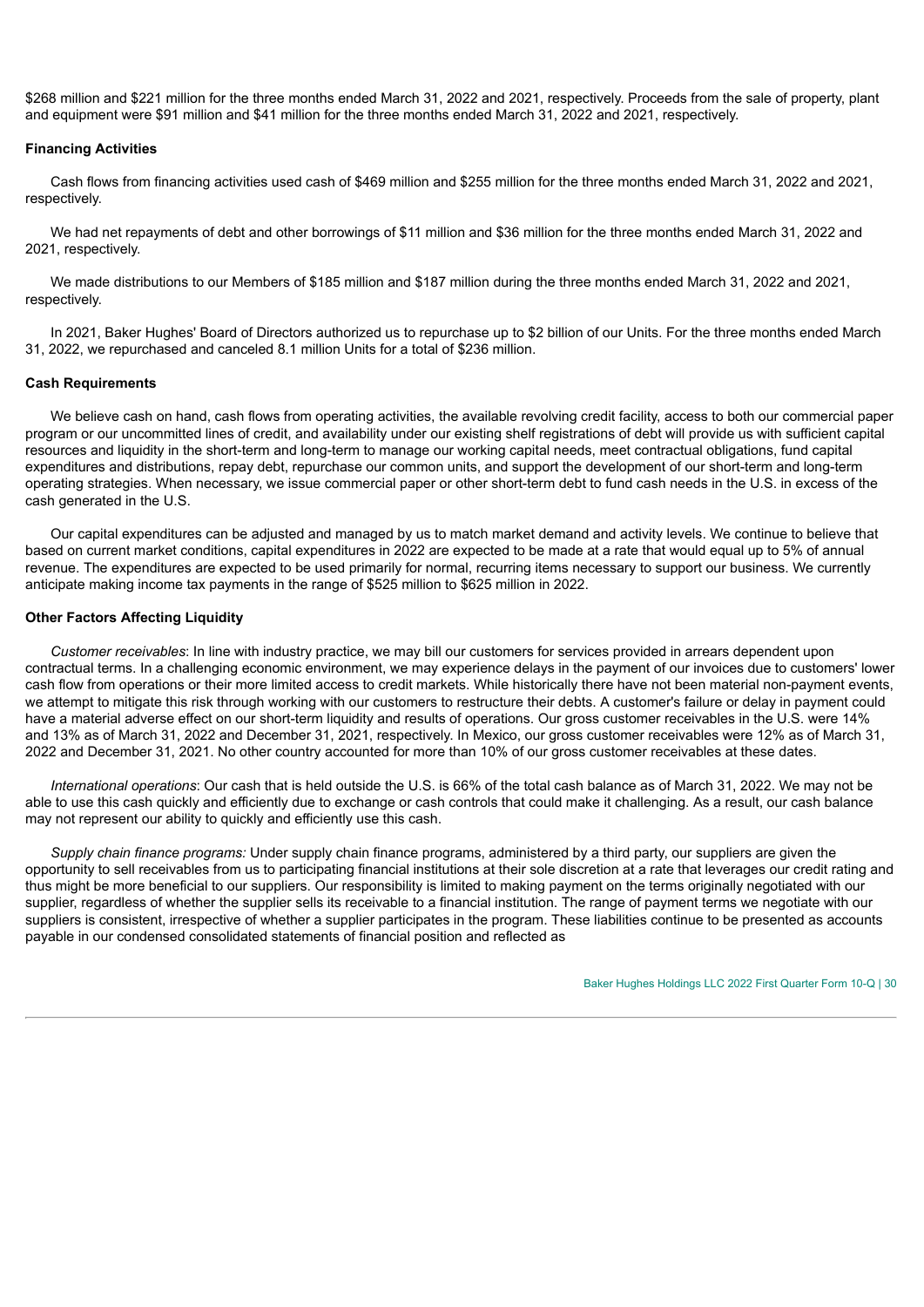$268 million and $221 million for the three months ended March 31, 2022 and 2021, respectively. Proceeds from the sale of property, plant and equipment were $91 million and $41 million for the three months ended March 31, 2022 and 2021, respectively.

**Financing Activities**

Cash flows from financing activities used cash of $469 million and $255 million for the three months ended March 31, 2022 and 2021, respectively.

We had net repayments of debt and other borrowings of $11 million and $36 million for the three months ended March 31, 2022 and 2021, respectively.

We made distributions to our Members of $185 million and $187 million during the three months ended March 31, 2022 and 2021, respectively.

In 2021, Baker Hughes' Board of Directors authorized us to repurchase up to $2 billion of our Units. For the three months ended March 31, 2022, we repurchased and canceled 8.1 million Units for a total of $236 million.

**Cash Requirements**

We believe cash on hand, cash flows from operating activities, the available revolving credit facility, access to both our commercial paper program or our uncommitted lines of credit, and availability under our existing shelf registrations of debt will provide us with sufficient capital resources and liquidity in the short-term and long-term to manage our working capital needs, meet contractual obligations, fund capital expenditures and distributions, repay debt, repurchase our common units, and support the development of our short-term and long-term operating strategies. When necessary, we issue commercial paper or other short-term debt to fund cash needs in the U.S. in excess of the cash generated in the U.S.

Our capital expenditures can be adjusted and managed by us to match market demand and activity levels. We continue to believe that based on current market conditions, capital expenditures in 2022 are expected to be made at a rate that would equal up to 5% of annual revenue. The expenditures are expected to be used primarily for normal, recurring items necessary to support our business. We currently anticipate making income tax payments in the range of $525 million to $625 million in 2022.

**Other Factors Affecting Liquidity**

*Customer receivables*: In line with industry practice, we may bill our customers for services provided in arrears dependent upon contractual terms. In a challenging economic environment, we may experience delays in the payment of our invoices due to customers' lower cash flow from operations or their more limited access to credit markets. While historically there have not been material non-payment events, we attempt to mitigate this risk through working with our customers to restructure their debts. A customer's failure or delay in payment could have a material adverse effect on our short-term liquidity and results of operations. Our gross customer receivables in the U.S. were 14% and 13% as of March 31, 2022 and December 31, 2021, respectively. In Mexico, our gross customer receivables were 12% as of March 31, 2022 and December 31, 2021. No other country accounted for more than 10% of our gross customer receivables at these dates.

*International operations*: Our cash that is held outside the U.S. is 66% of the total cash balance as of March 31, 2022. We may not be able to use this cash quickly and efficiently due to exchange or cash controls that could make it challenging. As a result, our cash balance may not represent our ability to quickly and efficiently use this cash.

*Supply chain finance programs:* Under supply chain finance programs, administered by a third party, our suppliers are given the opportunity to sell receivables from us to participating financial institutions at their sole discretion at a rate that leverages our credit rating and thus might be more beneficial to our suppliers. Our responsibility is limited to making payment on the terms originally negotiated with our supplier, regardless of whether the supplier sells its receivable to a financial institution. The range of payment terms we negotiate with our suppliers is consistent, irrespective of whether a supplier participates in the program. These liabilities continue to be presented as accounts payable in our condensed consolidated statements of financial position and reflected as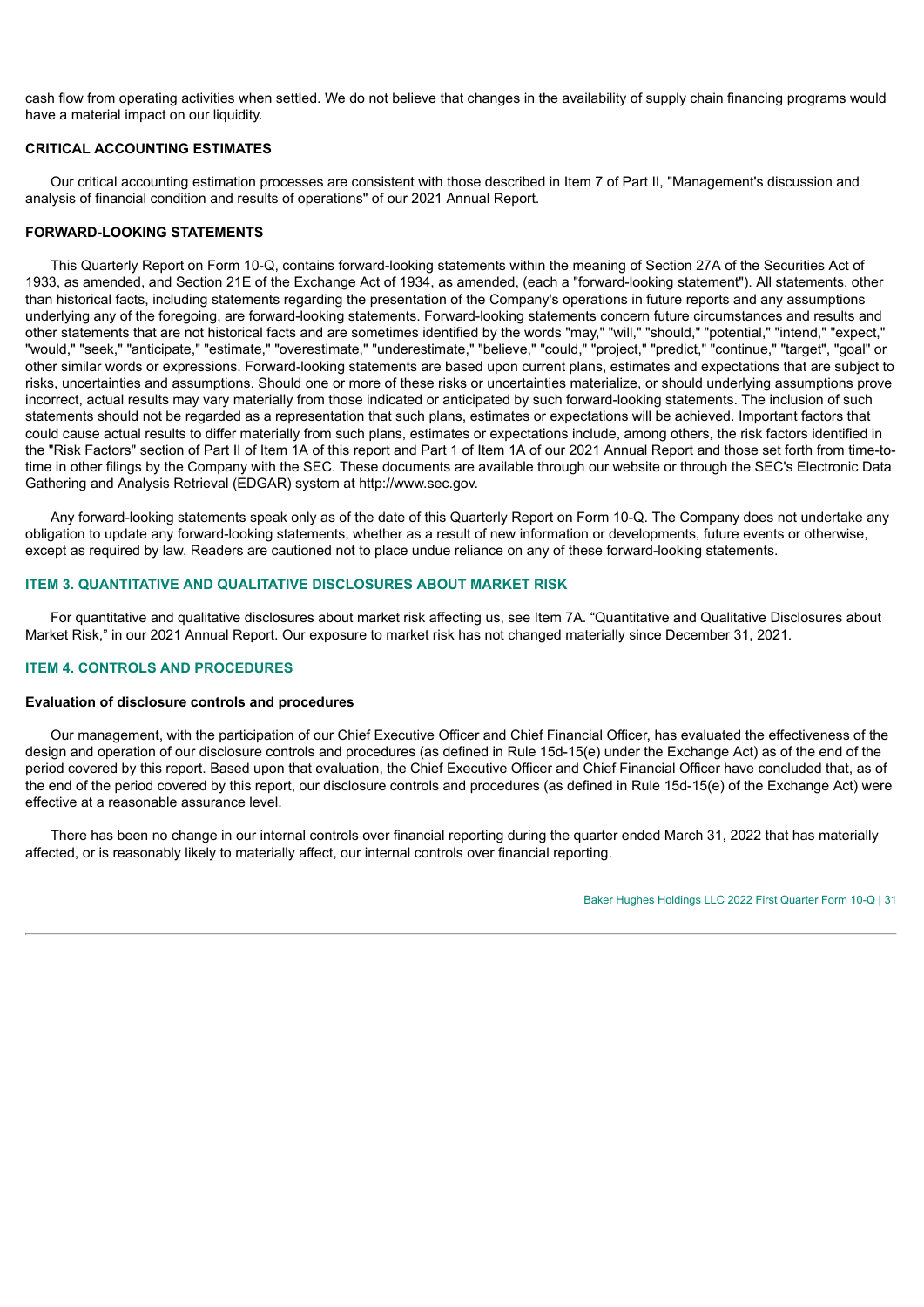cash flow from operating activities when settled. We do not believe that changes in the availability of supply chain financing programs would have a material impact on our liquidity.

### CRITICAL ACCOUNTING ESTIMATES

Our critical accounting estimation processes are consistent with those described in Item 7 of Part II, "Management's discussion and analysis of financial condition and results of operations" of our 2021 Annual Report.

### FORWARD-LOOKING STATEMENTS

This Quarterly Report on Form 10-Q, contains forward-looking statements within the meaning of Section 27A of the Securities Act of 1933, as amended, and Section 21E of the Exchange Act of 1934, as amended, (each a "forward-looking statement"). All statements, other than historical facts, including statements regarding the presentation of the Company's operations in future reports and any assumptions underlying any of the foregoing, are forward-looking statements. Forward-looking statements concern future circumstances and results and other statements that are not historical facts and are sometimes identified by the words "may," "will," "should," "potential," "intend," "expect," "would," "seek," "anticipate," "estimate," "overestimate," "underestimate," "believe," "could," "project," "predict," "continue," "target", "goal" or other similar words or expressions. Forward-looking statements are based upon current plans, estimates and expectations that are subject to risks, uncertainties and assumptions. Should one or more of these risks or uncertainties materialize, or should underlying assumptions prove incorrect, actual results may vary materially from those indicated or anticipated by such forward-looking statements. The inclusion of such statements should not be regarded as a representation that such plans, estimates or expectations will be achieved. Important factors that could cause actual results to differ materially from such plans, estimates or expectations include, among others, the risk factors identified in the "Risk Factors" section of Part II of Item 1A of this report and Part 1 of Item 1A of our 2021 Annual Report and those set forth from time-to-time in other filings by the Company with the SEC. These documents are available through our website or through the SEC's Electronic Data Gathering and Analysis Retrieval (EDGAR) system at http://www.sec.gov.

Any forward-looking statements speak only as of the date of this Quarterly Report on Form 10-Q. The Company does not undertake any obligation to update any forward-looking statements, whether as a result of new information or developments, future events or otherwise, except as required by law. Readers are cautioned not to place undue reliance on any of these forward-looking statements.

## ITEM 3. QUANTITATIVE AND QUALITATIVE DISCLOSURES ABOUT MARKET RISK

For quantitative and qualitative disclosures about market risk affecting us, see Item 7A. "Quantitative and Qualitative Disclosures about Market Risk," in our 2021 Annual Report. Our exposure to market risk has not changed materially since December 31, 2021.

## ITEM 4. CONTROLS AND PROCEDURES

### Evaluation of disclosure controls and procedures

Our management, with the participation of our Chief Executive Officer and Chief Financial Officer, has evaluated the effectiveness of the design and operation of our disclosure controls and procedures (as defined in Rule 15d-15(e) under the Exchange Act) as of the end of the period covered by this report. Based upon that evaluation, the Chief Executive Officer and Chief Financial Officer have concluded that, as of the end of the period covered by this report, our disclosure controls and procedures (as defined in Rule 15d-15(e) of the Exchange Act) were effective at a reasonable assurance level.

There has been no change in our internal controls over financial reporting during the quarter ended March 31, 2022 that has materially affected, or is reasonably likely to materially affect, our internal controls over financial reporting.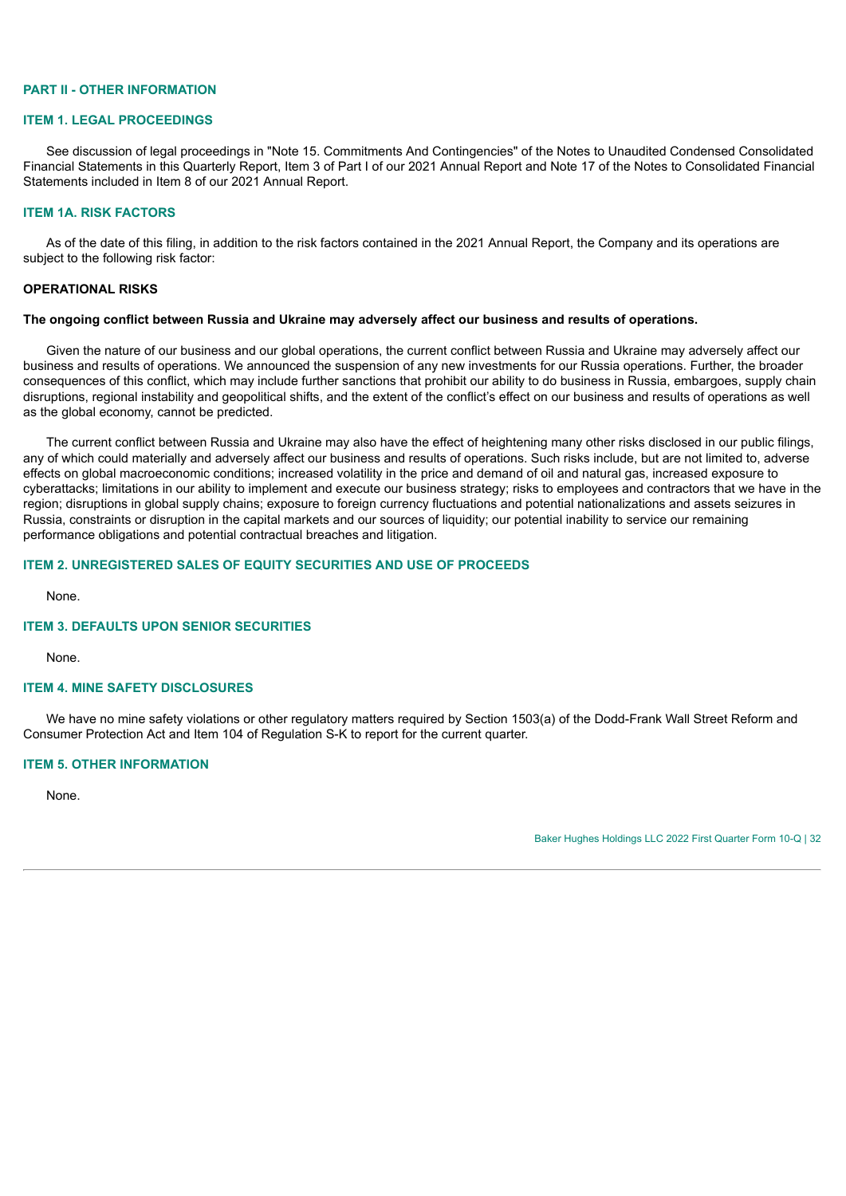## PART II - OTHER INFORMATION

### ITEM 1. LEGAL PROCEEDINGS

See discussion of legal proceedings in "Note 15. Commitments And Contingencies" of the Notes to Unaudited Condensed Consolidated Financial Statements in this Quarterly Report, Item 3 of Part I of our 2021 Annual Report and Note 17 of the Notes to Consolidated Financial Statements included in Item 8 of our 2021 Annual Report.

### ITEM 1A. RISK FACTORS

As of the date of this filing, in addition to the risk factors contained in the 2021 Annual Report, the Company and its operations are subject to the following risk factor:

**OPERATIONAL RISKS**

**The ongoing conflict between Russia and Ukraine may adversely affect our business and results of operations.**

Given the nature of our business and our global operations, the current conflict between Russia and Ukraine may adversely affect our business and results of operations. We announced the suspension of any new investments for our Russia operations. Further, the broader consequences of this conflict, which may include further sanctions that prohibit our ability to do business in Russia, embargoes, supply chain disruptions, regional instability and geopolitical shifts, and the extent of the conflict's effect on our business and results of operations as well as the global economy, cannot be predicted.

The current conflict between Russia and Ukraine may also have the effect of heightening many other risks disclosed in our public filings, any of which could materially and adversely affect our business and results of operations. Such risks include, but are not limited to, adverse effects on global macroeconomic conditions; increased volatility in the price and demand of oil and natural gas, increased exposure to cyberattacks; limitations in our ability to implement and execute our business strategy; risks to employees and contractors that we have in the region; disruptions in global supply chains; exposure to foreign currency fluctuations and potential nationalizations and assets seizures in Russia, constraints or disruption in the capital markets and our sources of liquidity; our potential inability to service our remaining performance obligations and potential contractual breaches and litigation.

### ITEM 2. UNREGISTERED SALES OF EQUITY SECURITIES AND USE OF PROCEEDS

None.

### ITEM 3. DEFAULTS UPON SENIOR SECURITIES

None.

### ITEM 4. MINE SAFETY DISCLOSURES

We have no mine safety violations or other regulatory matters required by Section 1503(a) of the Dodd-Frank Wall Street Reform and Consumer Protection Act and Item 104 of Regulation S-K to report for the current quarter.

### ITEM 5. OTHER INFORMATION

None.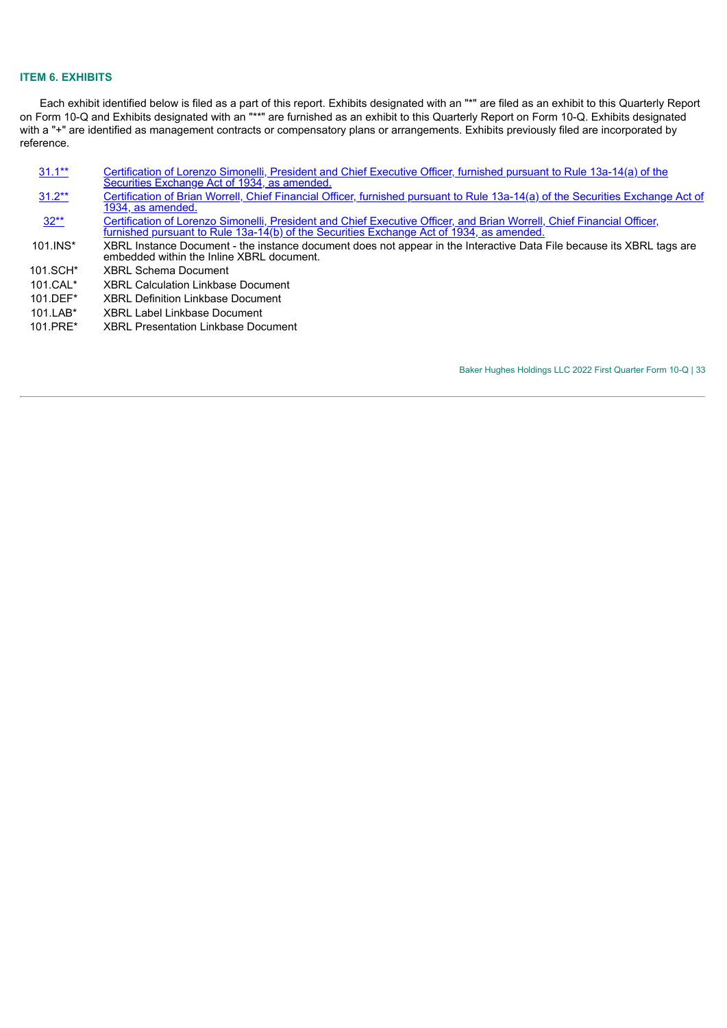## ITEM 6. EXHIBITS

Each exhibit identified below is filed as a part of this report. Exhibits designated with an "*" are filed as an exhibit to this Quarterly Report on Form 10-Q and Exhibits designated with an "**" are furnished as an exhibit to this Quarterly Report on Form 10-Q. Exhibits designated with a "+" are identified as management contracts or compensatory plans or arrangements. Exhibits previously filed are incorporated by reference.

| | |
|---|---|
| 31.1** | Certification of Lorenzo Simonelli, President and Chief Executive Officer, furnished pursuant to Rule 13a-14(a) of the Securities Exchange Act of 1934, as amended. |
| 31.2** | Certification of Brian Worrell, Chief Financial Officer, furnished pursuant to Rule 13a-14(a) of the Securities Exchange Act of 1934, as amended. |
| 32** | Certification of Lorenzo Simonelli, President and Chief Executive Officer, and Brian Worrell, Chief Financial Officer, furnished pursuant to Rule 13a-14(b) of the Securities Exchange Act of 1934, as amended. |
| 101.INS* | XBRL Instance Document - the instance document does not appear in the Interactive Data File because its XBRL tags are embedded within the Inline XBRL document. |
| 101.SCH* | XBRL Schema Document |
| 101.CAL* | XBRL Calculation Linkbase Document |
| 101.DEF* | XBRL Definition Linkbase Document |
| 101.LAB* | XBRL Label Linkbase Document |
| 101.PRE* | XBRL Presentation Linkbase Document |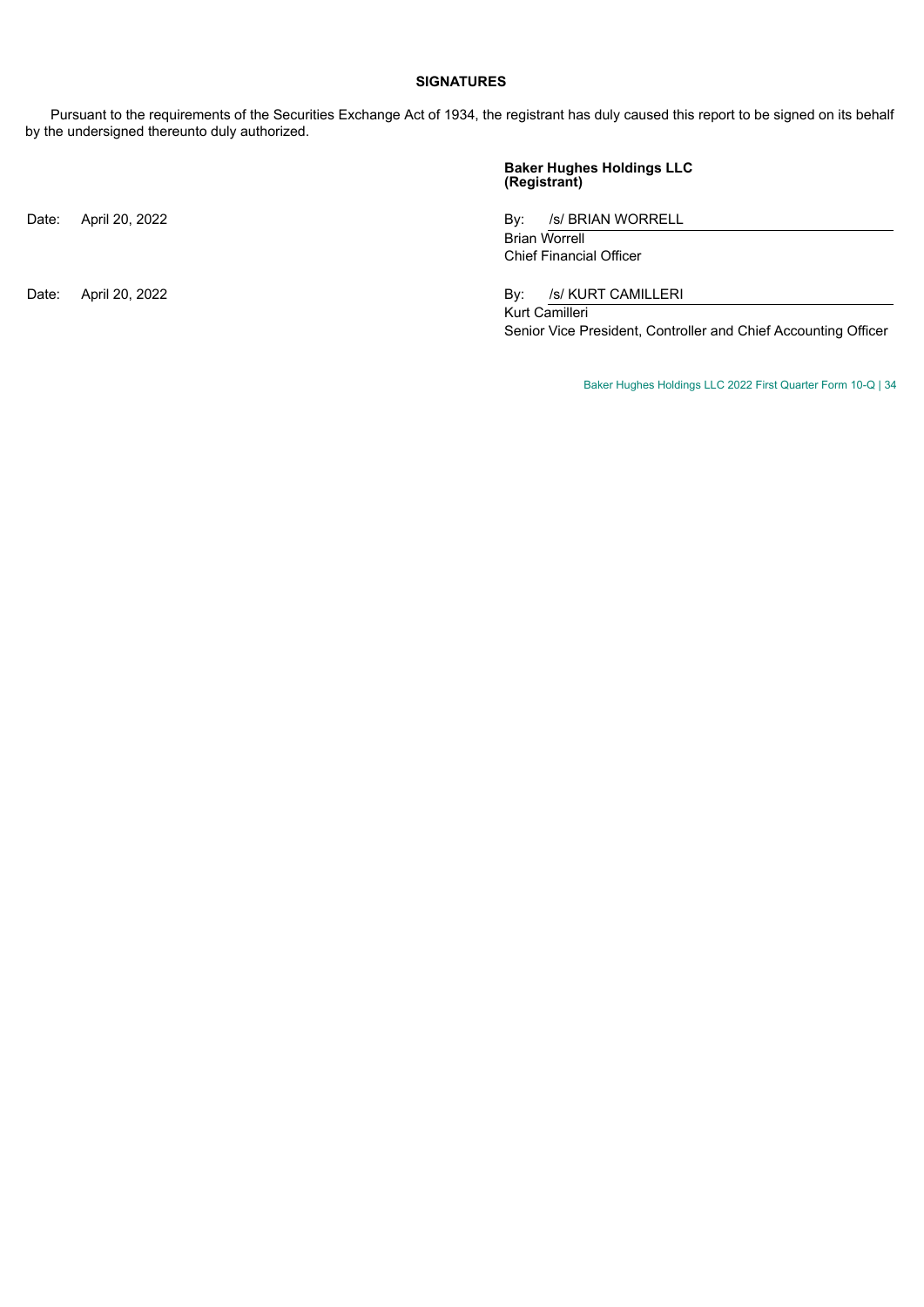## SIGNATURES

Pursuant to the requirements of the Securities Exchange Act of 1934, the registrant has duly caused this report to be signed on its behalf by the undersigned thereunto duly authorized.

**Baker Hughes Holdings LLC**
**(Registrant)**

| | |
|---|---|
| Date: April 20, 2022 | By: /s/ BRIAN WORRELL<br>Brian Worrell<br>Chief Financial Officer |
| Date: April 20, 2022 | By: /s/ KURT CAMILLERI<br>Kurt Camilleri<br>Senior Vice President, Controller and Chief Accounting Officer |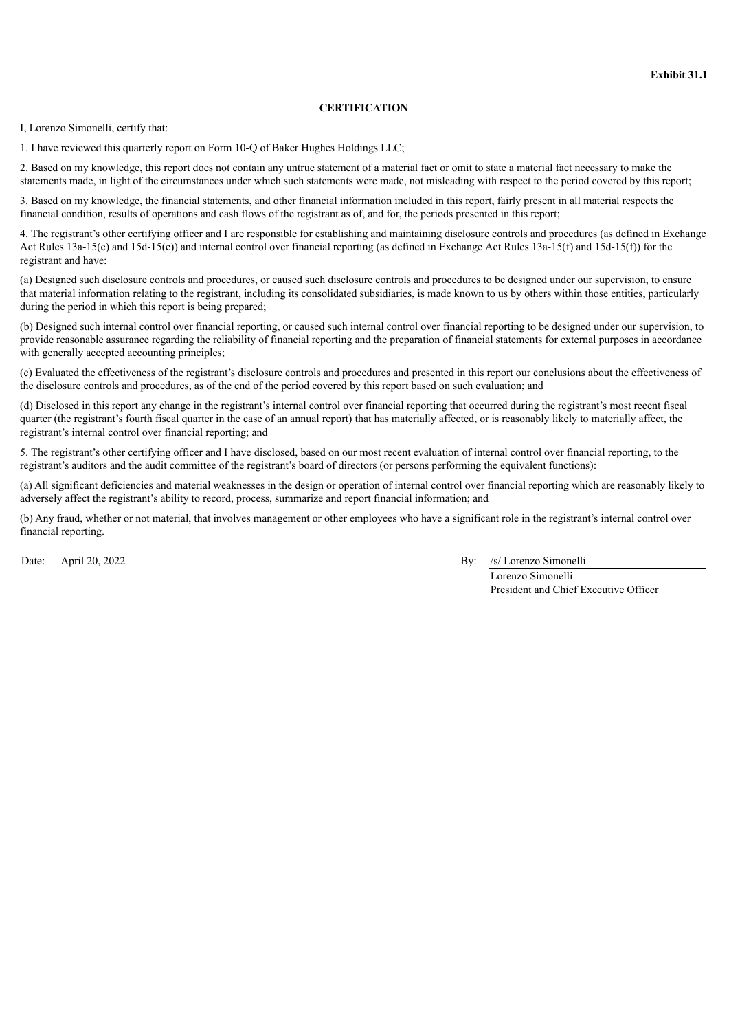**Exhibit 31.1**

**CERTIFICATION**

I, Lorenzo Simonelli, certify that:

1. I have reviewed this quarterly report on Form 10-Q of Baker Hughes Holdings LLC;

2. Based on my knowledge, this report does not contain any untrue statement of a material fact or omit to state a material fact necessary to make the statements made, in light of the circumstances under which such statements were made, not misleading with respect to the period covered by this report;

3. Based on my knowledge, the financial statements, and other financial information included in this report, fairly present in all material respects the financial condition, results of operations and cash flows of the registrant as of, and for, the periods presented in this report;

4. The registrant's other certifying officer and I are responsible for establishing and maintaining disclosure controls and procedures (as defined in Exchange Act Rules 13a-15(e) and 15d-15(e)) and internal control over financial reporting (as defined in Exchange Act Rules 13a-15(f) and 15d-15(f)) for the registrant and have:

(a) Designed such disclosure controls and procedures, or caused such disclosure controls and procedures to be designed under our supervision, to ensure that material information relating to the registrant, including its consolidated subsidiaries, is made known to us by others within those entities, particularly during the period in which this report is being prepared;

(b) Designed such internal control over financial reporting, or caused such internal control over financial reporting to be designed under our supervision, to provide reasonable assurance regarding the reliability of financial reporting and the preparation of financial statements for external purposes in accordance with generally accepted accounting principles;

(c) Evaluated the effectiveness of the registrant's disclosure controls and procedures and presented in this report our conclusions about the effectiveness of the disclosure controls and procedures, as of the end of the period covered by this report based on such evaluation; and

(d) Disclosed in this report any change in the registrant's internal control over financial reporting that occurred during the registrant's most recent fiscal quarter (the registrant's fourth fiscal quarter in the case of an annual report) that has materially affected, or is reasonably likely to materially affect, the registrant's internal control over financial reporting; and

5. The registrant's other certifying officer and I have disclosed, based on our most recent evaluation of internal control over financial reporting, to the registrant's auditors and the audit committee of the registrant's board of directors (or persons performing the equivalent functions):

(a) All significant deficiencies and material weaknesses in the design or operation of internal control over financial reporting which are reasonably likely to adversely affect the registrant's ability to record, process, summarize and report financial information; and

(b) Any fraud, whether or not material, that involves management or other employees who have a significant role in the registrant's internal control over financial reporting.

Date: April 20, 2022

By: /s/ Lorenzo Simonelli
Lorenzo Simonelli
President and Chief Executive Officer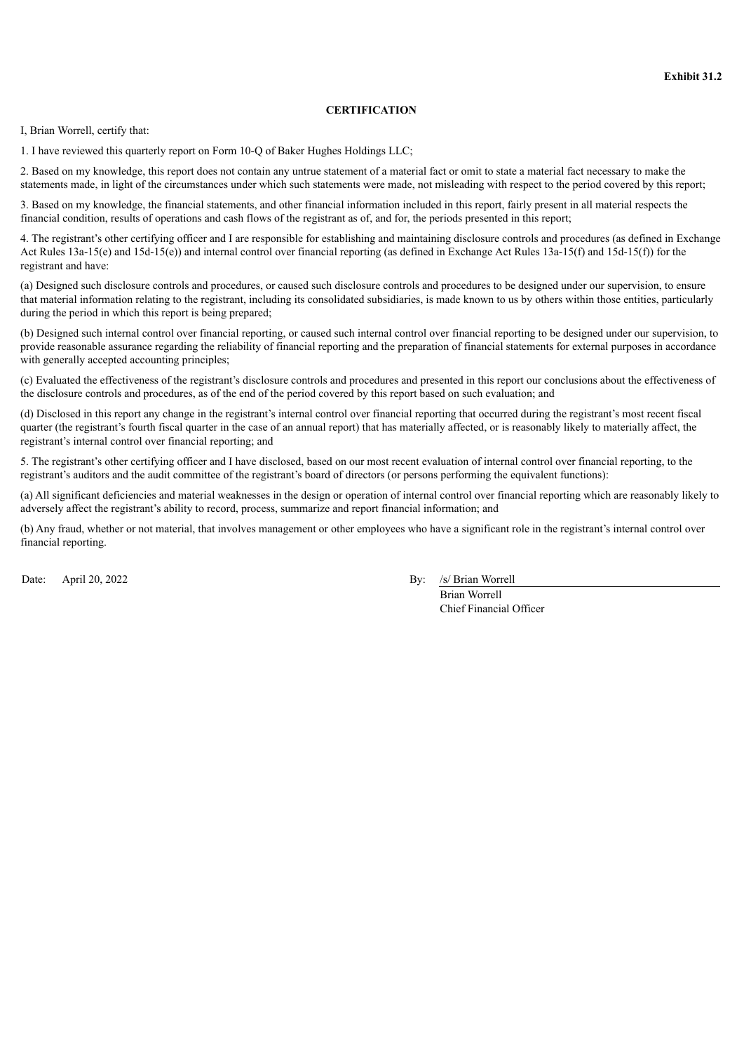**Exhibit 31.2**

**CERTIFICATION**

I, Brian Worrell, certify that:

1. I have reviewed this quarterly report on Form 10-Q of Baker Hughes Holdings LLC;

2. Based on my knowledge, this report does not contain any untrue statement of a material fact or omit to state a material fact necessary to make the statements made, in light of the circumstances under which such statements were made, not misleading with respect to the period covered by this report;

3. Based on my knowledge, the financial statements, and other financial information included in this report, fairly present in all material respects the financial condition, results of operations and cash flows of the registrant as of, and for, the periods presented in this report;

4. The registrant's other certifying officer and I are responsible for establishing and maintaining disclosure controls and procedures (as defined in Exchange Act Rules 13a-15(e) and 15d-15(e)) and internal control over financial reporting (as defined in Exchange Act Rules 13a-15(f) and 15d-15(f)) for the registrant and have:

(a) Designed such disclosure controls and procedures, or caused such disclosure controls and procedures to be designed under our supervision, to ensure that material information relating to the registrant, including its consolidated subsidiaries, is made known to us by others within those entities, particularly during the period in which this report is being prepared;

(b) Designed such internal control over financial reporting, or caused such internal control over financial reporting to be designed under our supervision, to provide reasonable assurance regarding the reliability of financial reporting and the preparation of financial statements for external purposes in accordance with generally accepted accounting principles;

(c) Evaluated the effectiveness of the registrant's disclosure controls and procedures and presented in this report our conclusions about the effectiveness of the disclosure controls and procedures, as of the end of the period covered by this report based on such evaluation; and

(d) Disclosed in this report any change in the registrant's internal control over financial reporting that occurred during the registrant's most recent fiscal quarter (the registrant's fourth fiscal quarter in the case of an annual report) that has materially affected, or is reasonably likely to materially affect, the registrant's internal control over financial reporting; and

5. The registrant's other certifying officer and I have disclosed, based on our most recent evaluation of internal control over financial reporting, to the registrant's auditors and the audit committee of the registrant's board of directors (or persons performing the equivalent functions):

(a) All significant deficiencies and material weaknesses in the design or operation of internal control over financial reporting which are reasonably likely to adversely affect the registrant's ability to record, process, summarize and report financial information; and

(b) Any fraud, whether or not material, that involves management or other employees who have a significant role in the registrant's internal control over financial reporting.

Date: April 20, 2022

By: /s/ Brian Worrell

Brian Worrell

Chief Financial Officer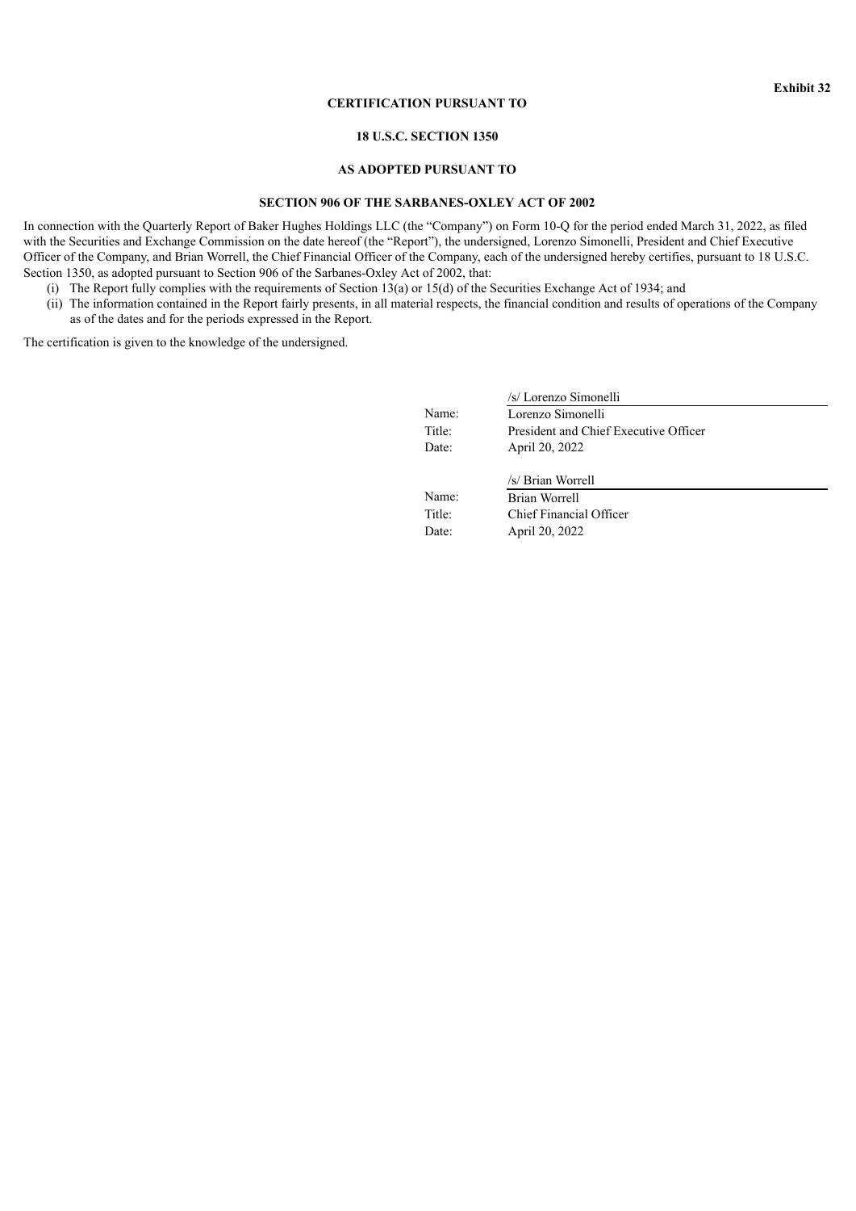**Exhibit 32**

**CERTIFICATION PURSUANT TO**

**18 U.S.C. SECTION 1350**

**AS ADOPTED PURSUANT TO**

**SECTION 906 OF THE SARBANES-OXLEY ACT OF 2002**

In connection with the Quarterly Report of Baker Hughes Holdings LLC (the "Company") on Form 10-Q for the period ended March 31, 2022, as filed with the Securities and Exchange Commission on the date hereof (the "Report"), the undersigned, Lorenzo Simonelli, President and Chief Executive Officer of the Company, and Brian Worrell, the Chief Financial Officer of the Company, each of the undersigned hereby certifies, pursuant to 18 U.S.C. Section 1350, as adopted pursuant to Section 906 of the Sarbanes-Oxley Act of 2002, that:

(i) The Report fully complies with the requirements of Section 13(a) or 15(d) of the Securities Exchange Act of 1934; and

(ii) The information contained in the Report fairly presents, in all material respects, the financial condition and results of operations of the Company as of the dates and for the periods expressed in the Report.

The certification is given to the knowledge of the undersigned.

| | |
|---|---|
| | /s/ Lorenzo Simonelli |
| Name: | Lorenzo Simonelli |
| Title: | President and Chief Executive Officer |
| Date: | April 20, 2022 |
| | |
| | /s/ Brian Worrell |
| Name: | Brian Worrell |
| Title: | Chief Financial Officer |
| Date: | April 20, 2022 |